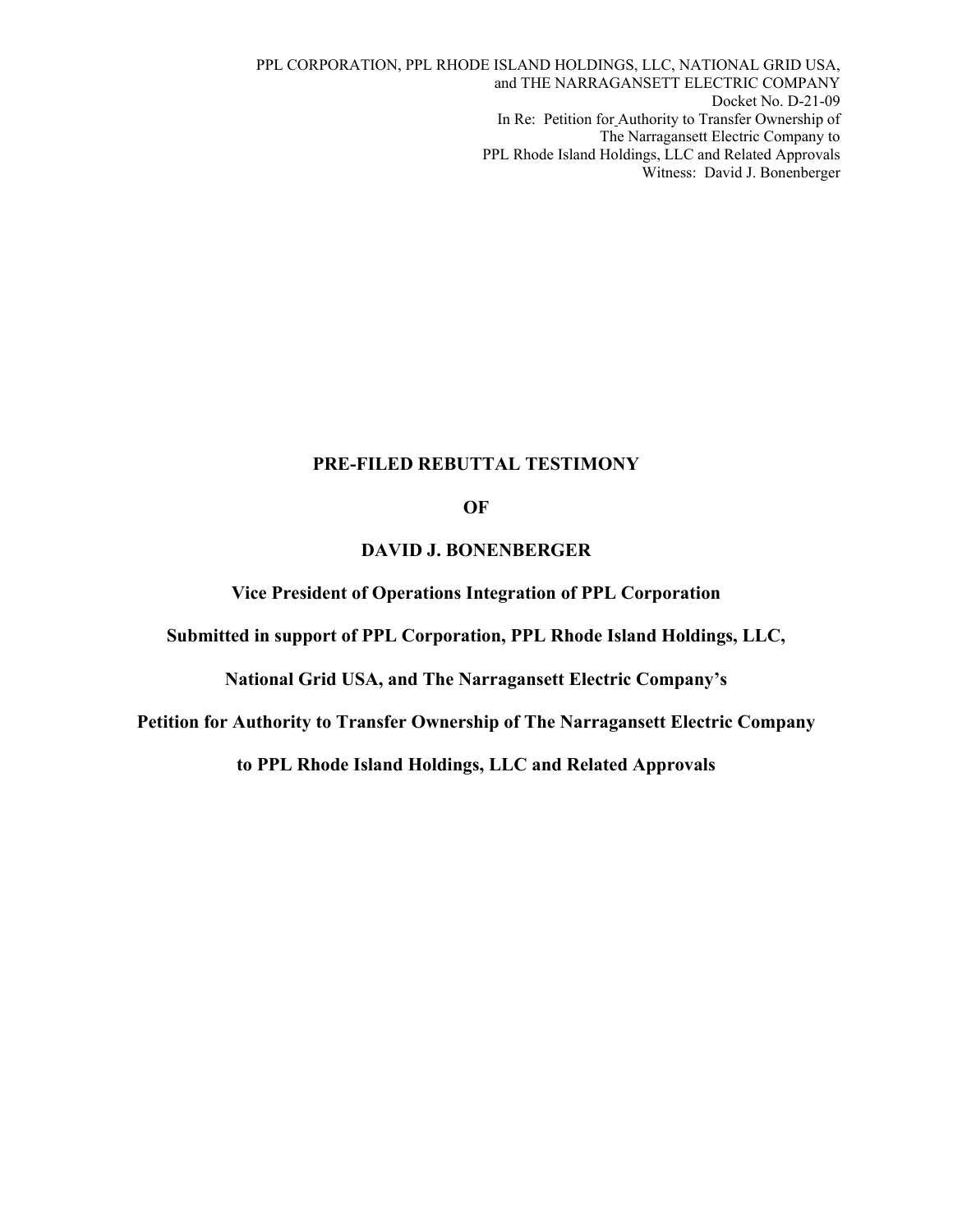PPL CORPORATION, PPL RHODE ISLAND HOLDINGS, LLC, NATIONAL GRID USA,
and THE NARRAGANSETT ELECTRIC COMPANY
Docket No. D-21-09
In Re: Petition for Authority to Transfer Ownership of
The Narragansett Electric Company to
PPL Rhode Island Holdings, LLC and Related Approvals
Witness: David J. Bonenberger

# PRE-FILED REBUTTAL TESTIMONY

# OF

# DAVID J. BONENBERGER

**Vice President of Operations Integration of PPL Corporation**

**Submitted in support of PPL Corporation, PPL Rhode Island Holdings, LLC,**

**National Grid USA, and The Narragansett Electric Company's**

**Petition for Authority to Transfer Ownership of The Narragansett Electric Company**

**to PPL Rhode Island Holdings, LLC and Related Approvals**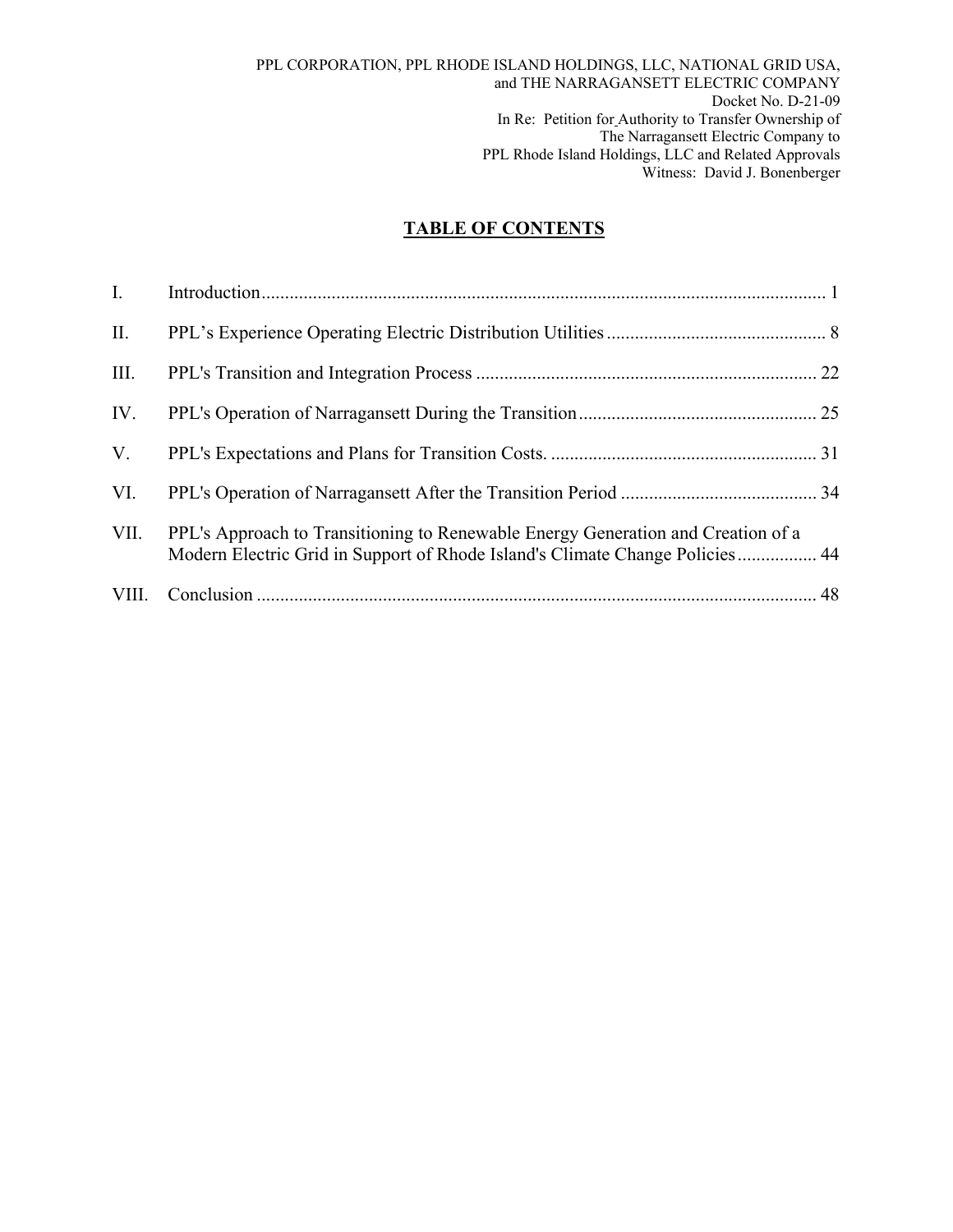PPL CORPORATION, PPL RHODE ISLAND HOLDINGS, LLC, NATIONAL GRID USA, and THE NARRAGANSETT ELECTRIC COMPANY
Docket No. D-21-09
In Re: Petition for Authority to Transfer Ownership of The Narragansett Electric Company to PPL Rhode Island Holdings, LLC and Related Approvals
Witness: David J. Bonenberger

# TABLE OF CONTENTS

| | | |
|---|---|---|
| I. | Introduction | 1 |
| II. | PPL's Experience Operating Electric Distribution Utilities | 8 |
| III. | PPL's Transition and Integration Process | 22 |
| IV. | PPL's Operation of Narragansett During the Transition | 25 |
| V. | PPL's Expectations and Plans for Transition Costs. | 31 |
| VI. | PPL's Operation of Narragansett After the Transition Period | 34 |
| VII. | PPL's Approach to Transitioning to Renewable Energy Generation and Creation of a Modern Electric Grid in Support of Rhode Island's Climate Change Policies | 44 |
| VIII. | Conclusion | 48 |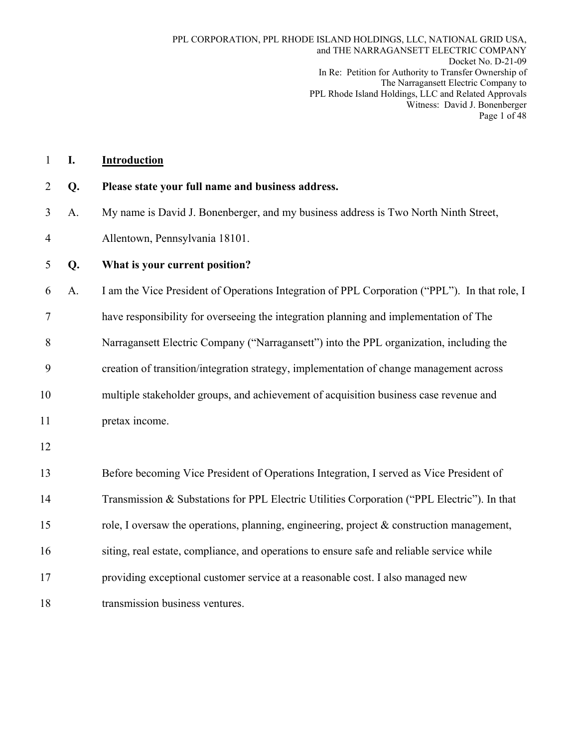## I. Introduction

**Q. Please state your full name and business address.**

A. My name is David J. Bonenberger, and my business address is Two North Ninth Street, Allentown, Pennsylvania 18101.

**Q. What is your current position?**

A. I am the Vice President of Operations Integration of PPL Corporation ("PPL"). In that role, I have responsibility for overseeing the integration planning and implementation of The Narragansett Electric Company ("Narragansett") into the PPL organization, including the creation of transition/integration strategy, implementation of change management across multiple stakeholder groups, and achievement of acquisition business case revenue and pretax income.

Before becoming Vice President of Operations Integration, I served as Vice President of Transmission & Substations for PPL Electric Utilities Corporation ("PPL Electric"). In that role, I oversaw the operations, planning, engineering, project & construction management, siting, real estate, compliance, and operations to ensure safe and reliable service while providing exceptional customer service at a reasonable cost. I also managed new transmission business ventures.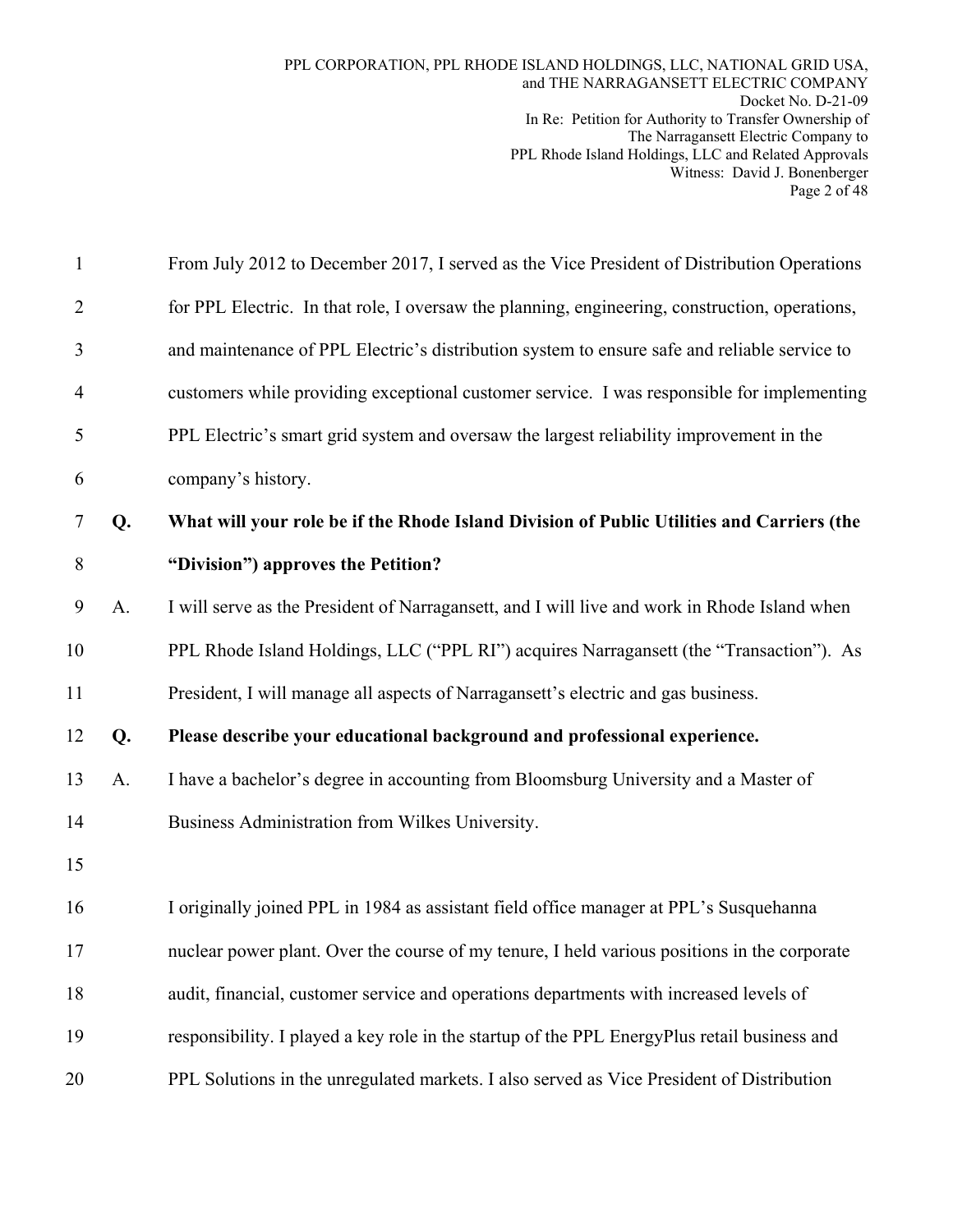From July 2012 to December 2017, I served as the Vice President of Distribution Operations for PPL Electric. In that role, I oversaw the planning, engineering, construction, operations, and maintenance of PPL Electric's distribution system to ensure safe and reliable service to customers while providing exceptional customer service. I was responsible for implementing PPL Electric's smart grid system and oversaw the largest reliability improvement in the company's history.

**Q. What will your role be if the Rhode Island Division of Public Utilities and Carriers (the "Division") approves the Petition?**

A. I will serve as the President of Narragansett, and I will live and work in Rhode Island when PPL Rhode Island Holdings, LLC ("PPL RI") acquires Narragansett (the "Transaction"). As President, I will manage all aspects of Narragansett's electric and gas business.

**Q. Please describe your educational background and professional experience.**

A. I have a bachelor's degree in accounting from Bloomsburg University and a Master of Business Administration from Wilkes University.

I originally joined PPL in 1984 as assistant field office manager at PPL's Susquehanna nuclear power plant. Over the course of my tenure, I held various positions in the corporate audit, financial, customer service and operations departments with increased levels of responsibility. I played a key role in the startup of the PPL EnergyPlus retail business and PPL Solutions in the unregulated markets. I also served as Vice President of Distribution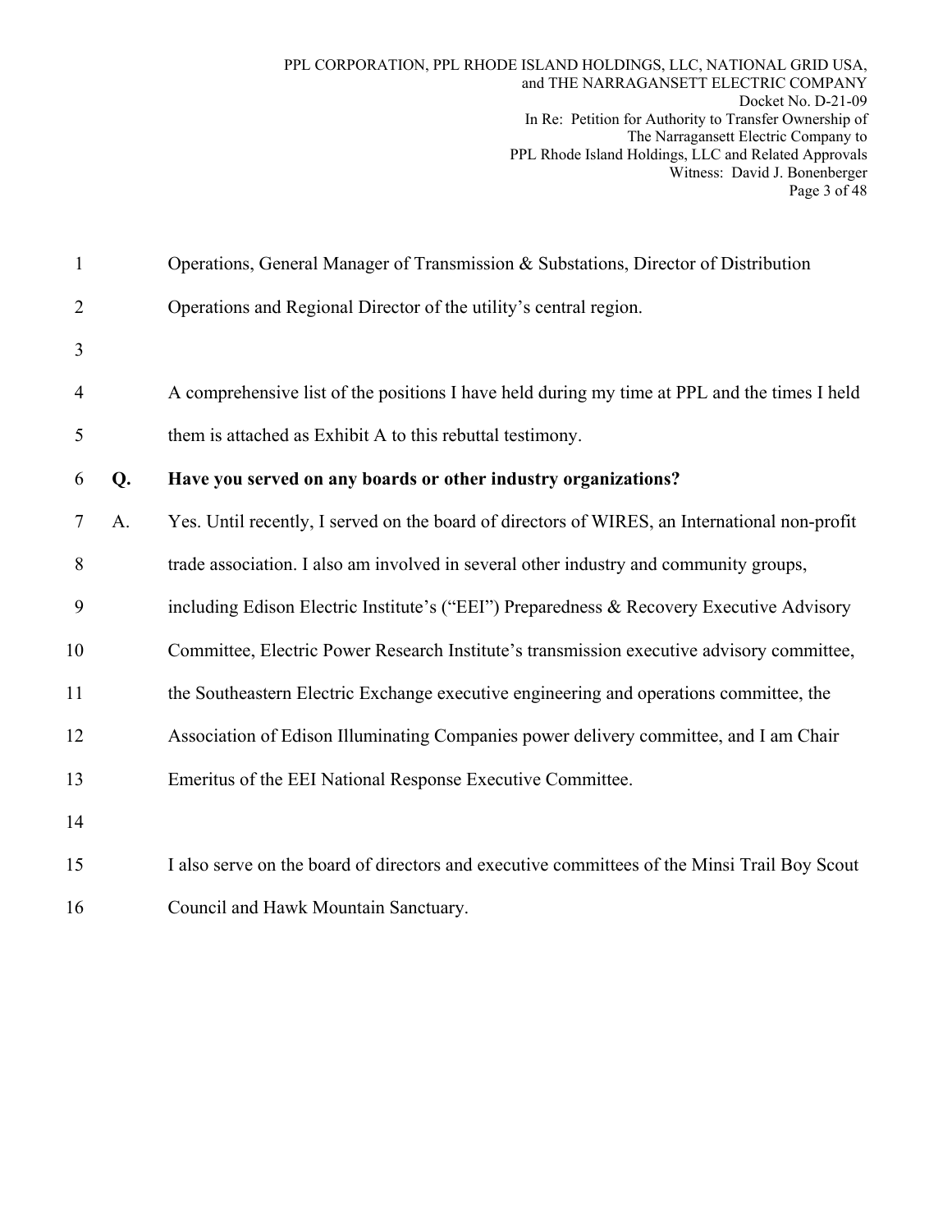Operations, General Manager of Transmission & Substations, Director of Distribution Operations and Regional Director of the utility's central region.

A comprehensive list of the positions I have held during my time at PPL and the times I held them is attached as Exhibit A to this rebuttal testimony.

**Q. Have you served on any boards or other industry organizations?**

A. Yes. Until recently, I served on the board of directors of WIRES, an International non-profit trade association. I also am involved in several other industry and community groups, including Edison Electric Institute's ("EEI") Preparedness & Recovery Executive Advisory Committee, Electric Power Research Institute's transmission executive advisory committee, the Southeastern Electric Exchange executive engineering and operations committee, the Association of Edison Illuminating Companies power delivery committee, and I am Chair Emeritus of the EEI National Response Executive Committee.

I also serve on the board of directors and executive committees of the Minsi Trail Boy Scout Council and Hawk Mountain Sanctuary.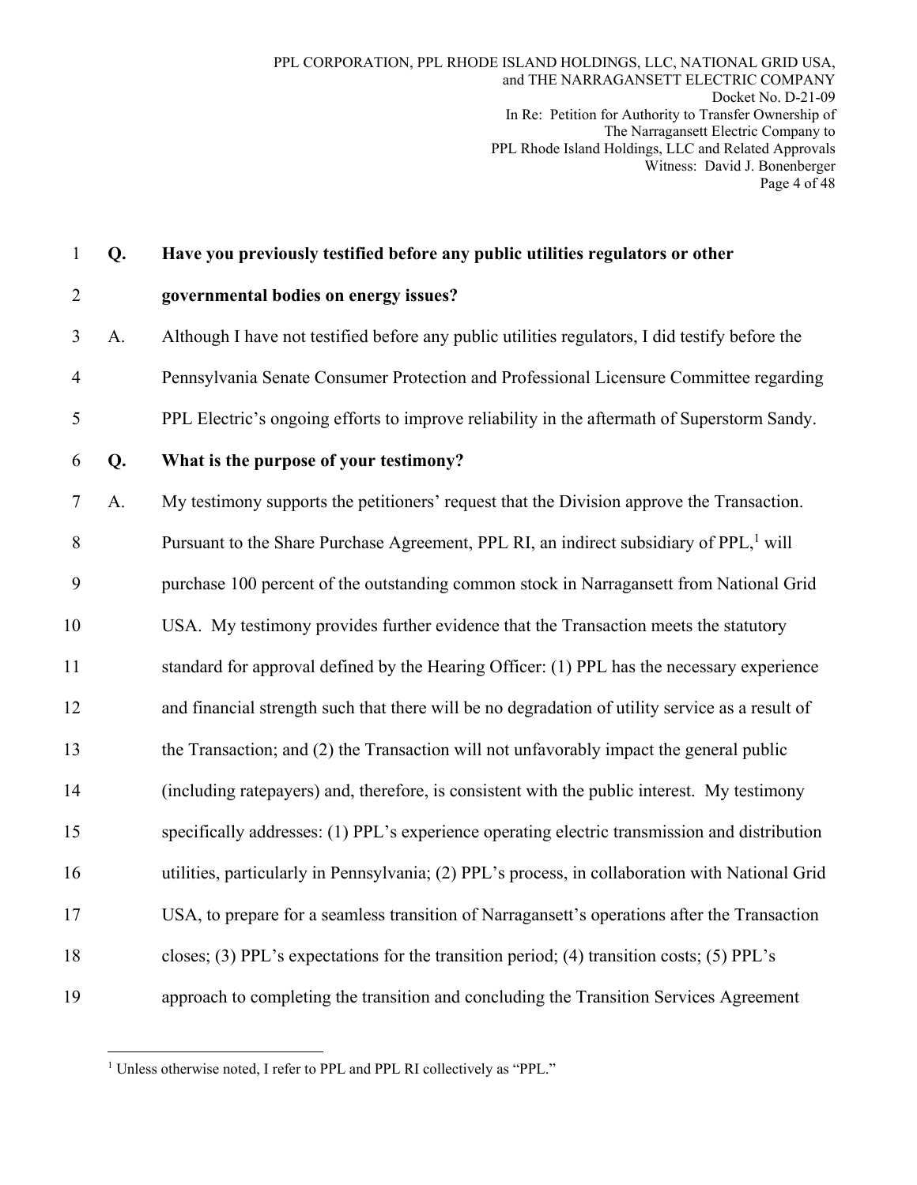**Q. Have you previously testified before any public utilities regulators or other governmental bodies on energy issues?**

A. Although I have not testified before any public utilities regulators, I did testify before the Pennsylvania Senate Consumer Protection and Professional Licensure Committee regarding PPL Electric's ongoing efforts to improve reliability in the aftermath of Superstorm Sandy.

**Q. What is the purpose of your testimony?**

A. My testimony supports the petitioners' request that the Division approve the Transaction. Pursuant to the Share Purchase Agreement, PPL RI, an indirect subsidiary of PPL,[1] will purchase 100 percent of the outstanding common stock in Narragansett from National Grid USA. My testimony provides further evidence that the Transaction meets the statutory standard for approval defined by the Hearing Officer: (1) PPL has the necessary experience and financial strength such that there will be no degradation of utility service as a result of the Transaction; and (2) the Transaction will not unfavorably impact the general public (including ratepayers) and, therefore, is consistent with the public interest. My testimony specifically addresses: (1) PPL's experience operating electric transmission and distribution utilities, particularly in Pennsylvania; (2) PPL's process, in collaboration with National Grid USA, to prepare for a seamless transition of Narragansett's operations after the Transaction closes; (3) PPL's expectations for the transition period; (4) transition costs; (5) PPL's approach to completing the transition and concluding the Transition Services Agreement

[1] Unless otherwise noted, I refer to PPL and PPL RI collectively as "PPL."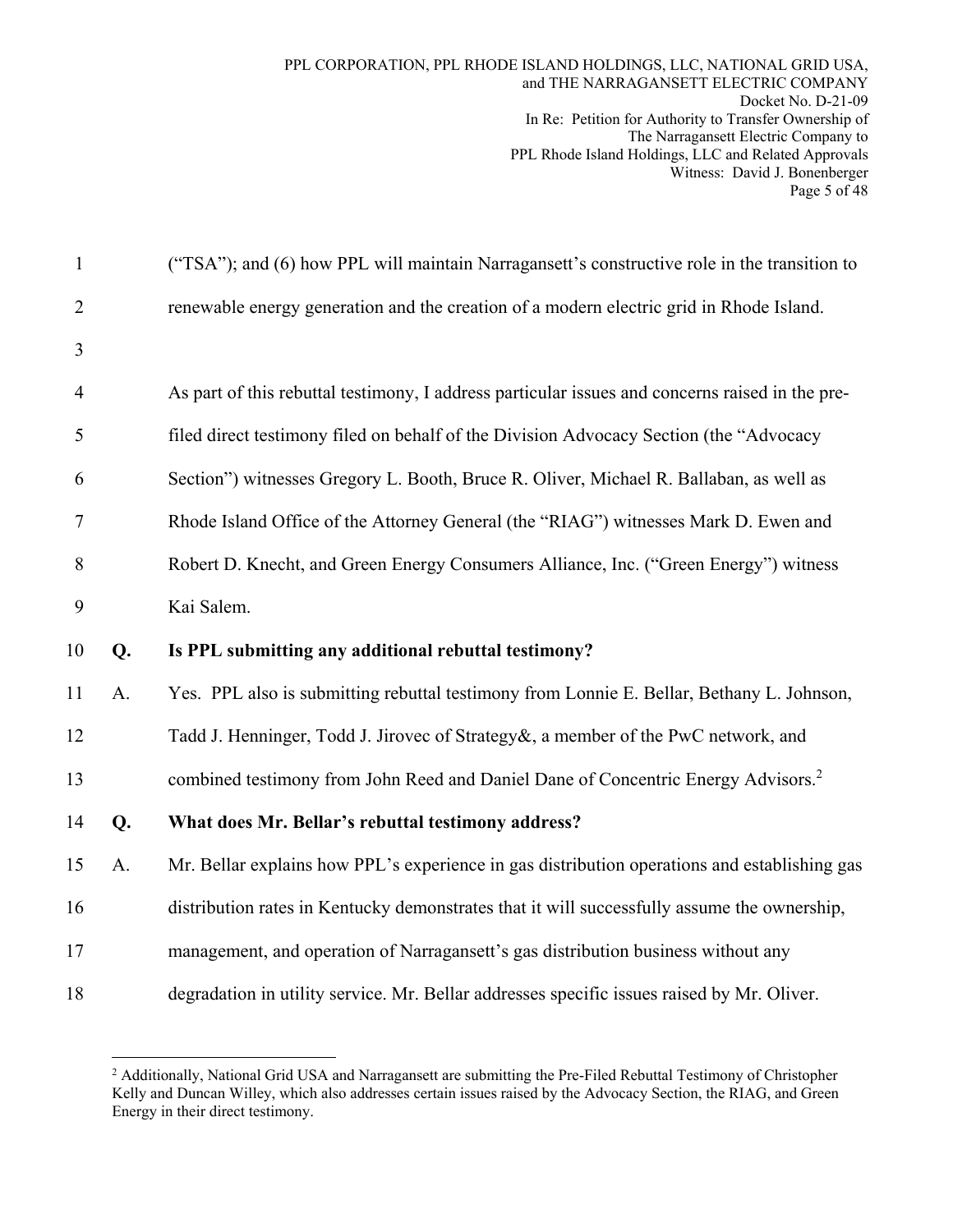("TSA"); and (6) how PPL will maintain Narragansett's constructive role in the transition to renewable energy generation and the creation of a modern electric grid in Rhode Island.

As part of this rebuttal testimony, I address particular issues and concerns raised in the pre-filed direct testimony filed on behalf of the Division Advocacy Section (the "Advocacy Section") witnesses Gregory L. Booth, Bruce R. Oliver, Michael R. Ballaban, as well as Rhode Island Office of the Attorney General (the "RIAG") witnesses Mark D. Ewen and Robert D. Knecht, and Green Energy Consumers Alliance, Inc. ("Green Energy") witness Kai Salem.

**Q. Is PPL submitting any additional rebuttal testimony?**

A. Yes. PPL also is submitting rebuttal testimony from Lonnie E. Bellar, Bethany L. Johnson, Tadd J. Henninger, Todd J. Jirovec of Strategy&, a member of the PwC network, and combined testimony from John Reed and Daniel Dane of Concentric Energy Advisors.[2]

**Q. What does Mr. Bellar's rebuttal testimony address?**

A. Mr. Bellar explains how PPL's experience in gas distribution operations and establishing gas distribution rates in Kentucky demonstrates that it will successfully assume the ownership, management, and operation of Narragansett's gas distribution business without any degradation in utility service. Mr. Bellar addresses specific issues raised by Mr. Oliver.

---

[2] Additionally, National Grid USA and Narragansett are submitting the Pre-Filed Rebuttal Testimony of Christopher Kelly and Duncan Willey, which also addresses certain issues raised by the Advocacy Section, the RIAG, and Green Energy in their direct testimony.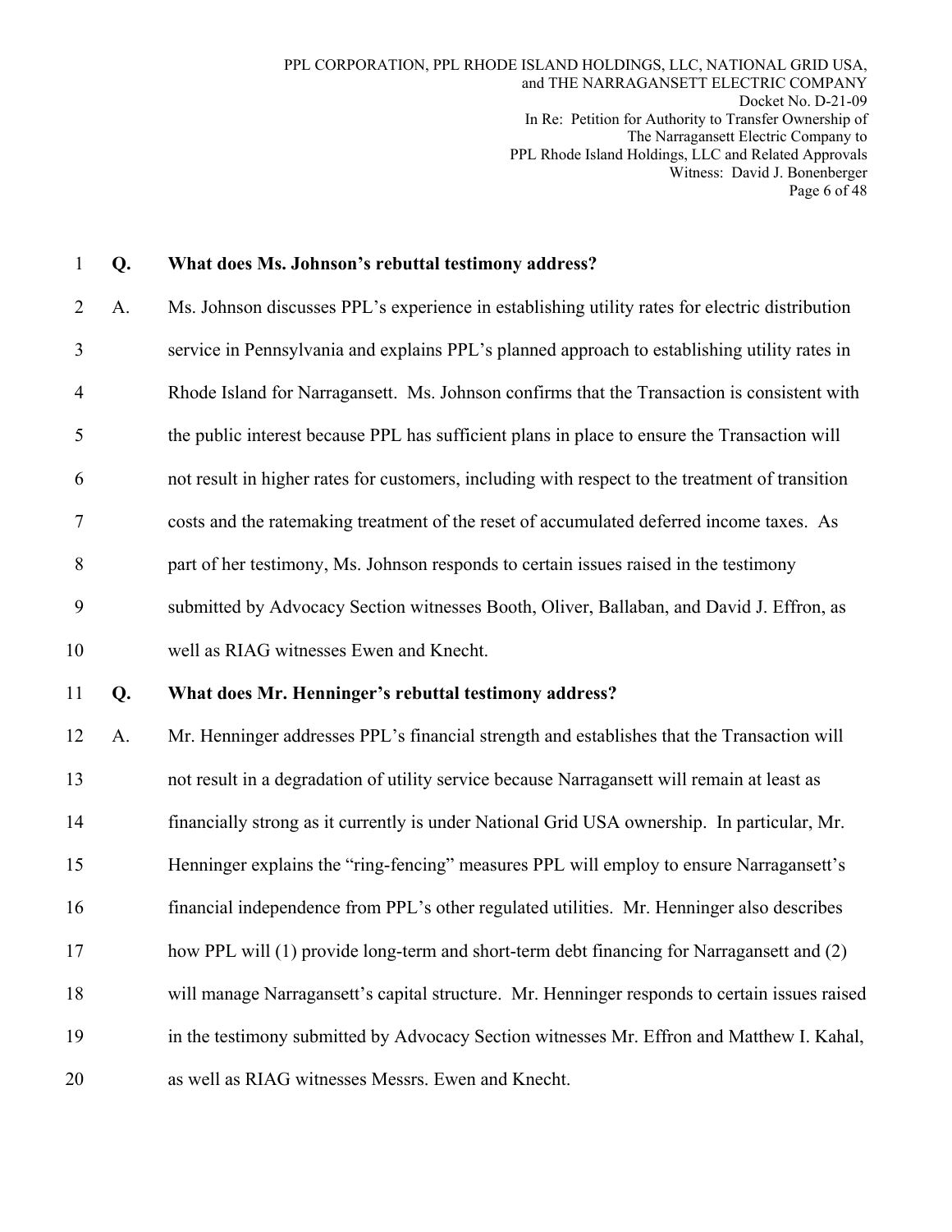**Q. What does Ms. Johnson's rebuttal testimony address?**

A. Ms. Johnson discusses PPL's experience in establishing utility rates for electric distribution service in Pennsylvania and explains PPL's planned approach to establishing utility rates in Rhode Island for Narragansett. Ms. Johnson confirms that the Transaction is consistent with the public interest because PPL has sufficient plans in place to ensure the Transaction will not result in higher rates for customers, including with respect to the treatment of transition costs and the ratemaking treatment of the reset of accumulated deferred income taxes. As part of her testimony, Ms. Johnson responds to certain issues raised in the testimony submitted by Advocacy Section witnesses Booth, Oliver, Ballaban, and David J. Effron, as well as RIAG witnesses Ewen and Knecht.

**Q. What does Mr. Henninger's rebuttal testimony address?**

A. Mr. Henninger addresses PPL's financial strength and establishes that the Transaction will not result in a degradation of utility service because Narragansett will remain at least as financially strong as it currently is under National Grid USA ownership. In particular, Mr. Henninger explains the "ring-fencing" measures PPL will employ to ensure Narragansett's financial independence from PPL's other regulated utilities. Mr. Henninger also describes how PPL will (1) provide long-term and short-term debt financing for Narragansett and (2) will manage Narragansett's capital structure. Mr. Henninger responds to certain issues raised in the testimony submitted by Advocacy Section witnesses Mr. Effron and Matthew I. Kahal, as well as RIAG witnesses Messrs. Ewen and Knecht.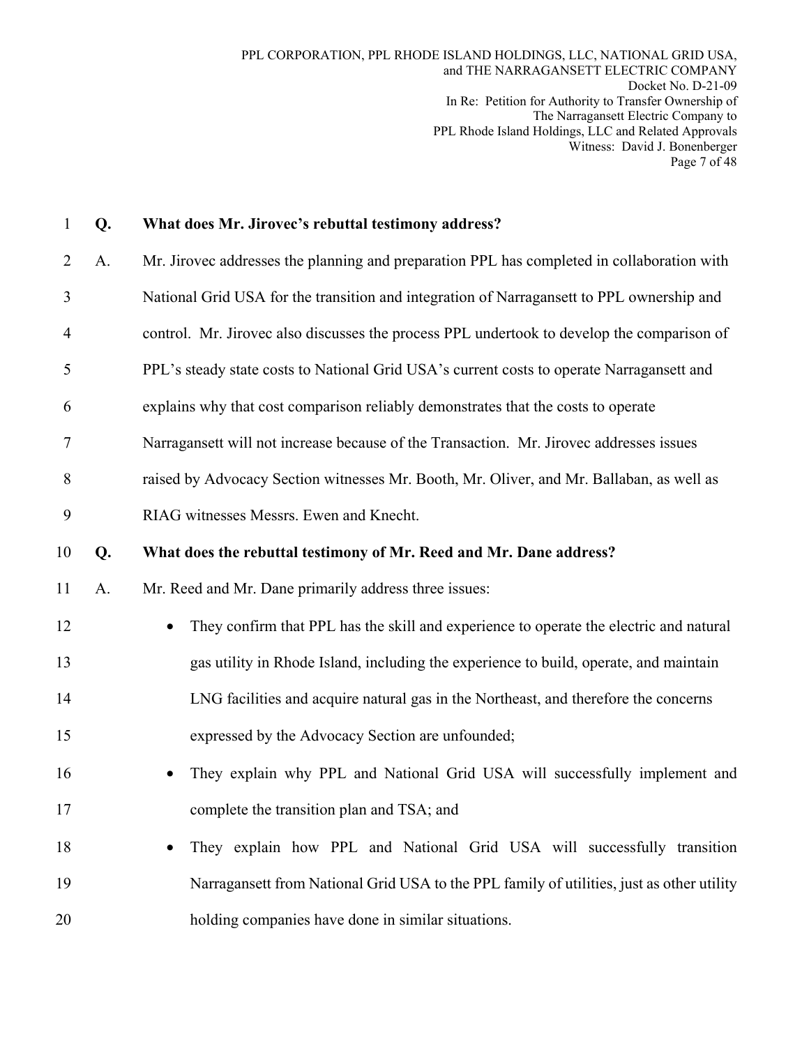**Q. What does Mr. Jirovec's rebuttal testimony address?**

A. Mr. Jirovec addresses the planning and preparation PPL has completed in collaboration with National Grid USA for the transition and integration of Narragansett to PPL ownership and control. Mr. Jirovec also discusses the process PPL undertook to develop the comparison of PPL's steady state costs to National Grid USA's current costs to operate Narragansett and explains why that cost comparison reliably demonstrates that the costs to operate Narragansett will not increase because of the Transaction. Mr. Jirovec addresses issues raised by Advocacy Section witnesses Mr. Booth, Mr. Oliver, and Mr. Ballaban, as well as RIAG witnesses Messrs. Ewen and Knecht.

**Q. What does the rebuttal testimony of Mr. Reed and Mr. Dane address?**

A. Mr. Reed and Mr. Dane primarily address three issues:

- They confirm that PPL has the skill and experience to operate the electric and natural gas utility in Rhode Island, including the experience to build, operate, and maintain LNG facilities and acquire natural gas in the Northeast, and therefore the concerns expressed by the Advocacy Section are unfounded;
- They explain why PPL and National Grid USA will successfully implement and complete the transition plan and TSA; and
- They explain how PPL and National Grid USA will successfully transition Narragansett from National Grid USA to the PPL family of utilities, just as other utility holding companies have done in similar situations.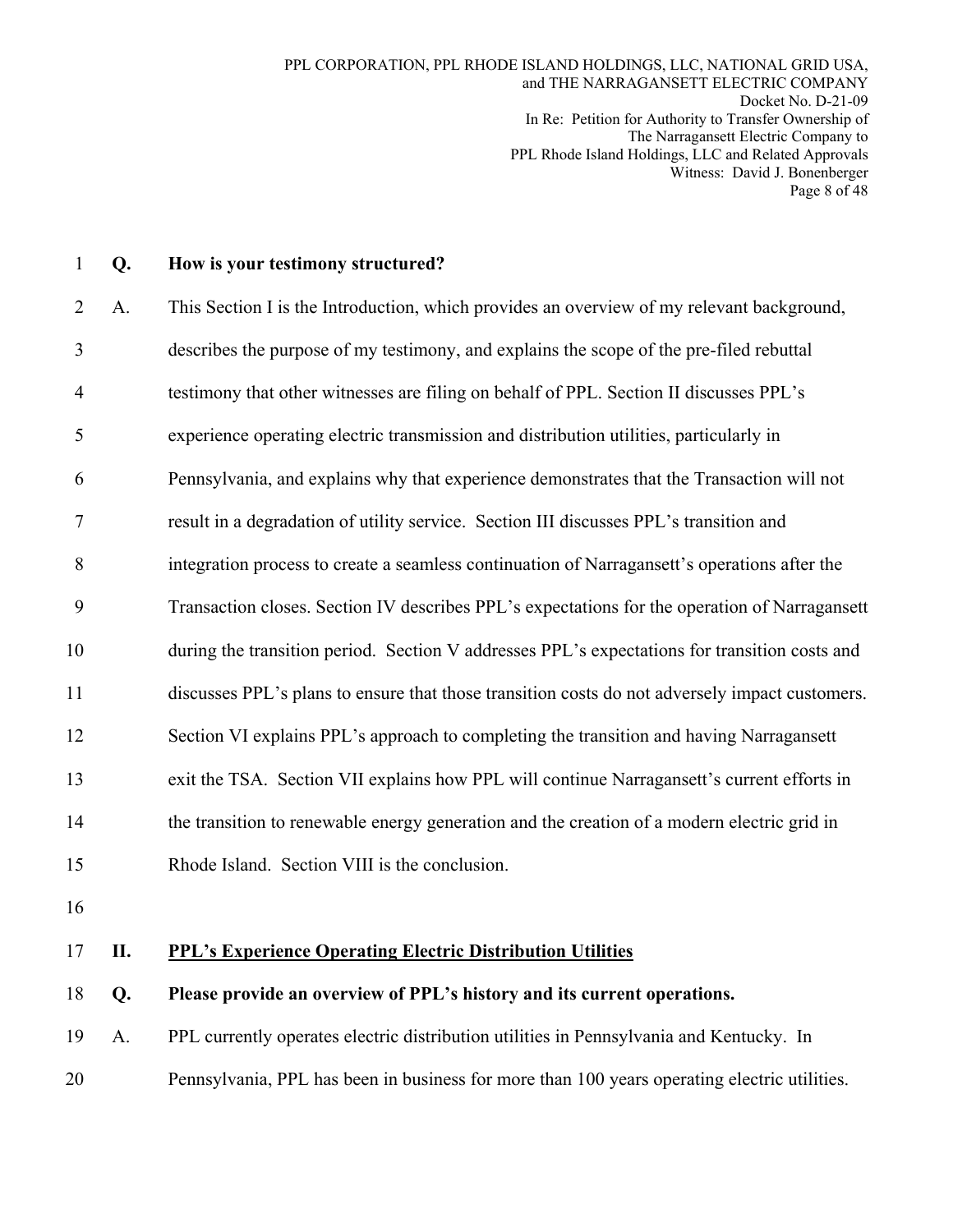**Q. How is your testimony structured?**

A. This Section I is the Introduction, which provides an overview of my relevant background, describes the purpose of my testimony, and explains the scope of the pre-filed rebuttal testimony that other witnesses are filing on behalf of PPL. Section II discusses PPL's experience operating electric transmission and distribution utilities, particularly in Pennsylvania, and explains why that experience demonstrates that the Transaction will not result in a degradation of utility service. Section III discusses PPL's transition and integration process to create a seamless continuation of Narragansett's operations after the Transaction closes. Section IV describes PPL's expectations for the operation of Narragansett during the transition period. Section V addresses PPL's expectations for transition costs and discusses PPL's plans to ensure that those transition costs do not adversely impact customers. Section VI explains PPL's approach to completing the transition and having Narragansett exit the TSA. Section VII explains how PPL will continue Narragansett's current efforts in the transition to renewable energy generation and the creation of a modern electric grid in Rhode Island. Section VIII is the conclusion.

## II. PPL's Experience Operating Electric Distribution Utilities

**Q. Please provide an overview of PPL's history and its current operations.**

A. PPL currently operates electric distribution utilities in Pennsylvania and Kentucky. In Pennsylvania, PPL has been in business for more than 100 years operating electric utilities.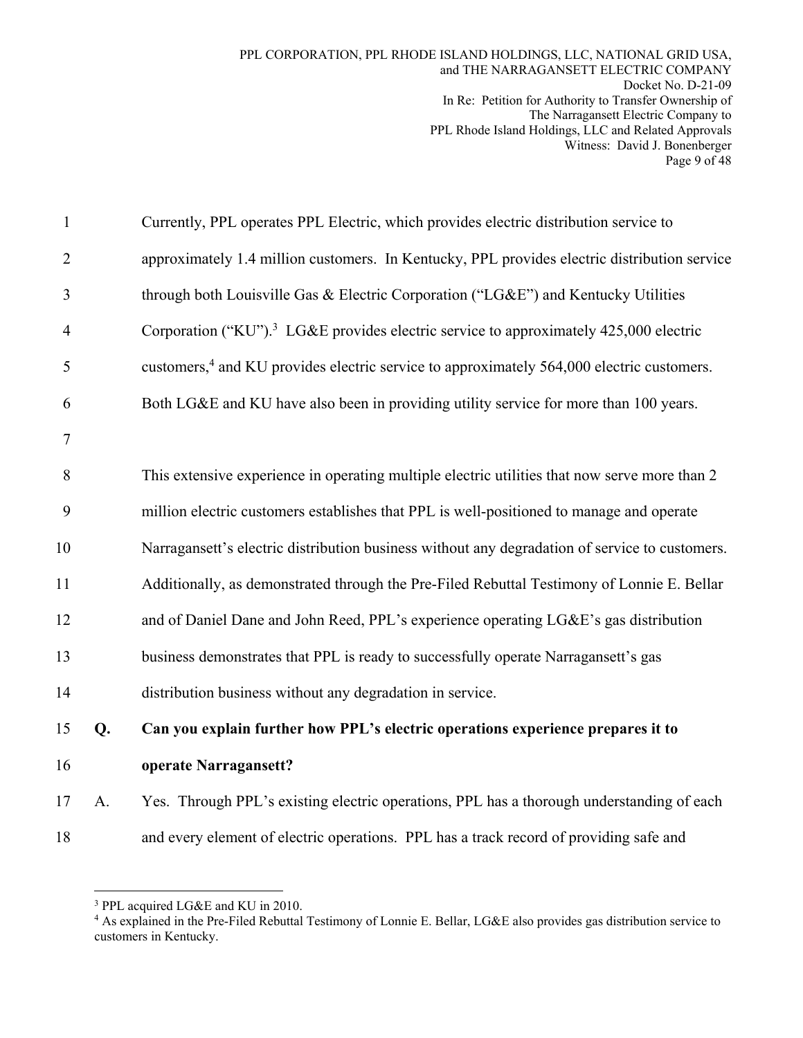Currently, PPL operates PPL Electric, which provides electric distribution service to approximately 1.4 million customers. In Kentucky, PPL provides electric distribution service through both Louisville Gas & Electric Corporation ("LG&E") and Kentucky Utilities Corporation ("KU").[3] LG&E provides electric service to approximately 425,000 electric customers,[4] and KU provides electric service to approximately 564,000 electric customers. Both LG&E and KU have also been in providing utility service for more than 100 years.

This extensive experience in operating multiple electric utilities that now serve more than 2 million electric customers establishes that PPL is well-positioned to manage and operate Narragansett's electric distribution business without any degradation of service to customers. Additionally, as demonstrated through the Pre-Filed Rebuttal Testimony of Lonnie E. Bellar and of Daniel Dane and John Reed, PPL's experience operating LG&E's gas distribution business demonstrates that PPL is ready to successfully operate Narragansett's gas distribution business without any degradation in service.

**Q. Can you explain further how PPL's electric operations experience prepares it to operate Narragansett?**

A. Yes. Through PPL's existing electric operations, PPL has a thorough understanding of each and every element of electric operations. PPL has a track record of providing safe and

---

[3] PPL acquired LG&E and KU in 2010.

[4] As explained in the Pre-Filed Rebuttal Testimony of Lonnie E. Bellar, LG&E also provides gas distribution service to customers in Kentucky.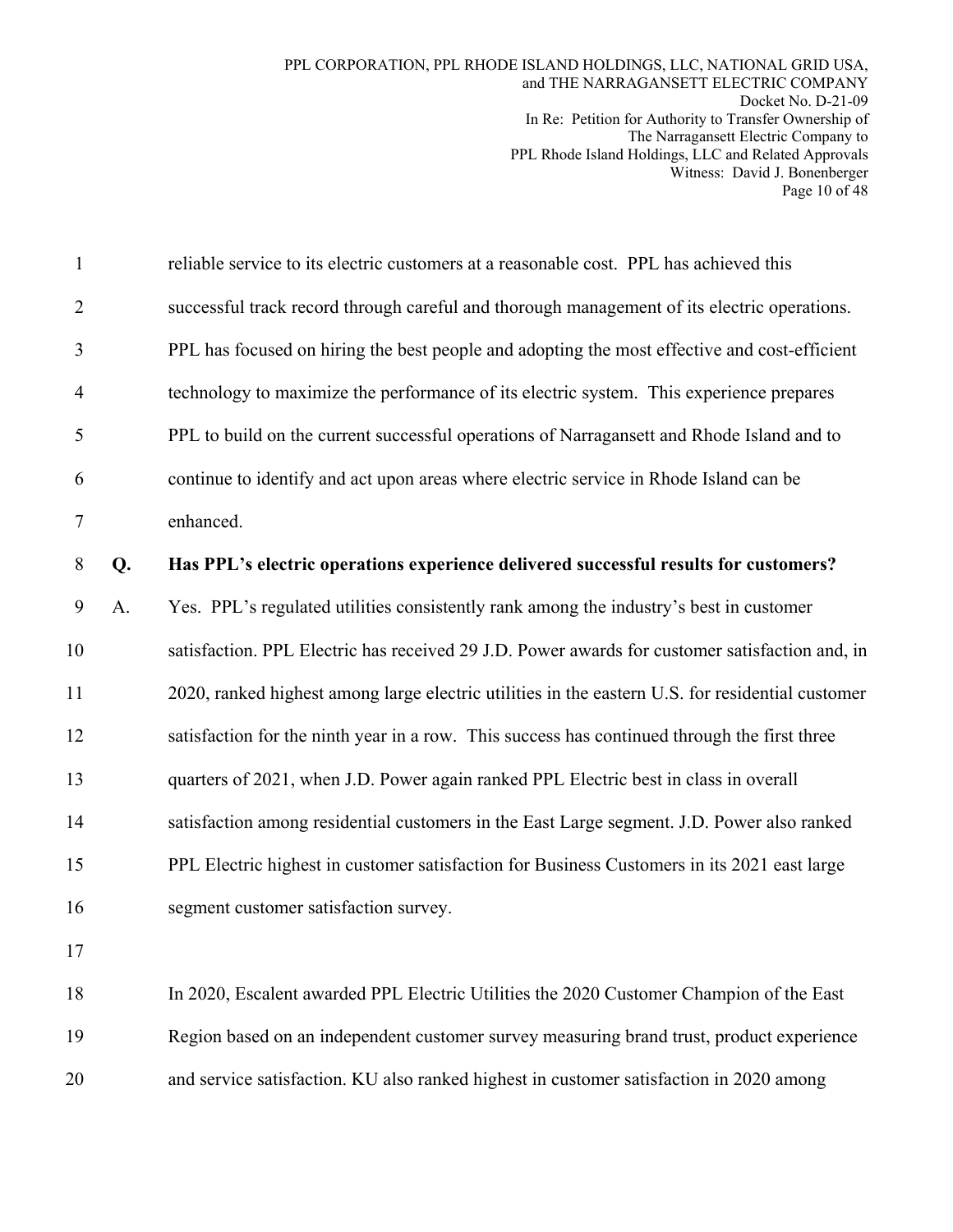reliable service to its electric customers at a reasonable cost. PPL has achieved this successful track record through careful and thorough management of its electric operations. PPL has focused on hiring the best people and adopting the most effective and cost-efficient technology to maximize the performance of its electric system. This experience prepares PPL to build on the current successful operations of Narragansett and Rhode Island and to continue to identify and act upon areas where electric service in Rhode Island can be enhanced.

**Q. Has PPL's electric operations experience delivered successful results for customers?**

A. Yes. PPL's regulated utilities consistently rank among the industry's best in customer satisfaction. PPL Electric has received 29 J.D. Power awards for customer satisfaction and, in 2020, ranked highest among large electric utilities in the eastern U.S. for residential customer satisfaction for the ninth year in a row. This success has continued through the first three quarters of 2021, when J.D. Power again ranked PPL Electric best in class in overall satisfaction among residential customers in the East Large segment. J.D. Power also ranked PPL Electric highest in customer satisfaction for Business Customers in its 2021 east large segment customer satisfaction survey.

In 2020, Escalent awarded PPL Electric Utilities the 2020 Customer Champion of the East Region based on an independent customer survey measuring brand trust, product experience and service satisfaction. KU also ranked highest in customer satisfaction in 2020 among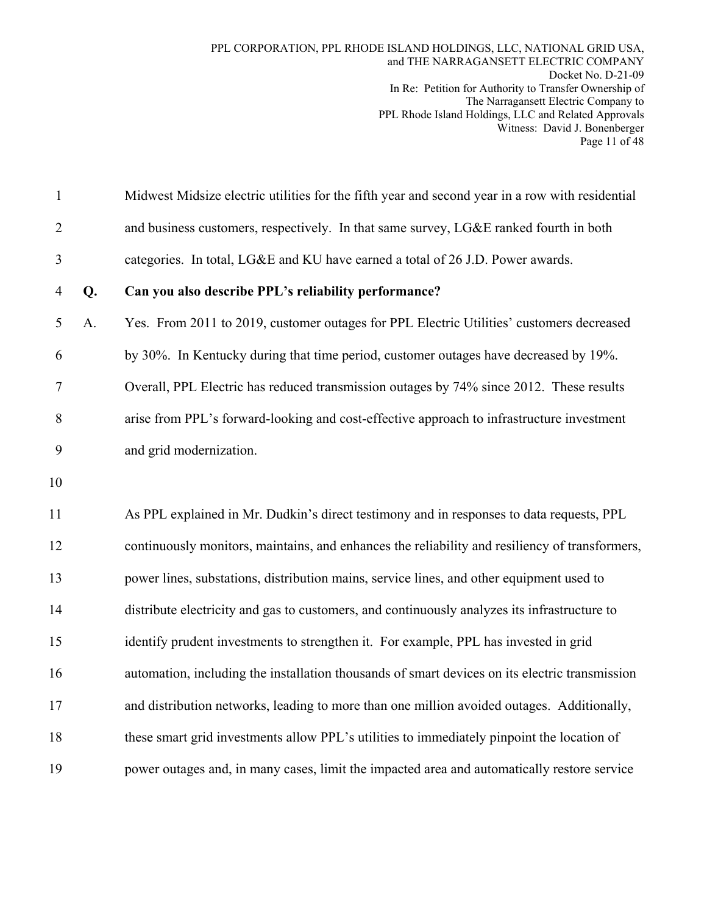Midwest Midsize electric utilities for the fifth year and second year in a row with residential and business customers, respectively. In that same survey, LG&E ranked fourth in both categories. In total, LG&E and KU have earned a total of 26 J.D. Power awards.

**Q. Can you also describe PPL's reliability performance?**

A. Yes. From 2011 to 2019, customer outages for PPL Electric Utilities' customers decreased by 30%. In Kentucky during that time period, customer outages have decreased by 19%. Overall, PPL Electric has reduced transmission outages by 74% since 2012. These results arise from PPL's forward-looking and cost-effective approach to infrastructure investment and grid modernization.

As PPL explained in Mr. Dudkin's direct testimony and in responses to data requests, PPL continuously monitors, maintains, and enhances the reliability and resiliency of transformers, power lines, substations, distribution mains, service lines, and other equipment used to distribute electricity and gas to customers, and continuously analyzes its infrastructure to identify prudent investments to strengthen it. For example, PPL has invested in grid automation, including the installation thousands of smart devices on its electric transmission and distribution networks, leading to more than one million avoided outages. Additionally, these smart grid investments allow PPL's utilities to immediately pinpoint the location of power outages and, in many cases, limit the impacted area and automatically restore service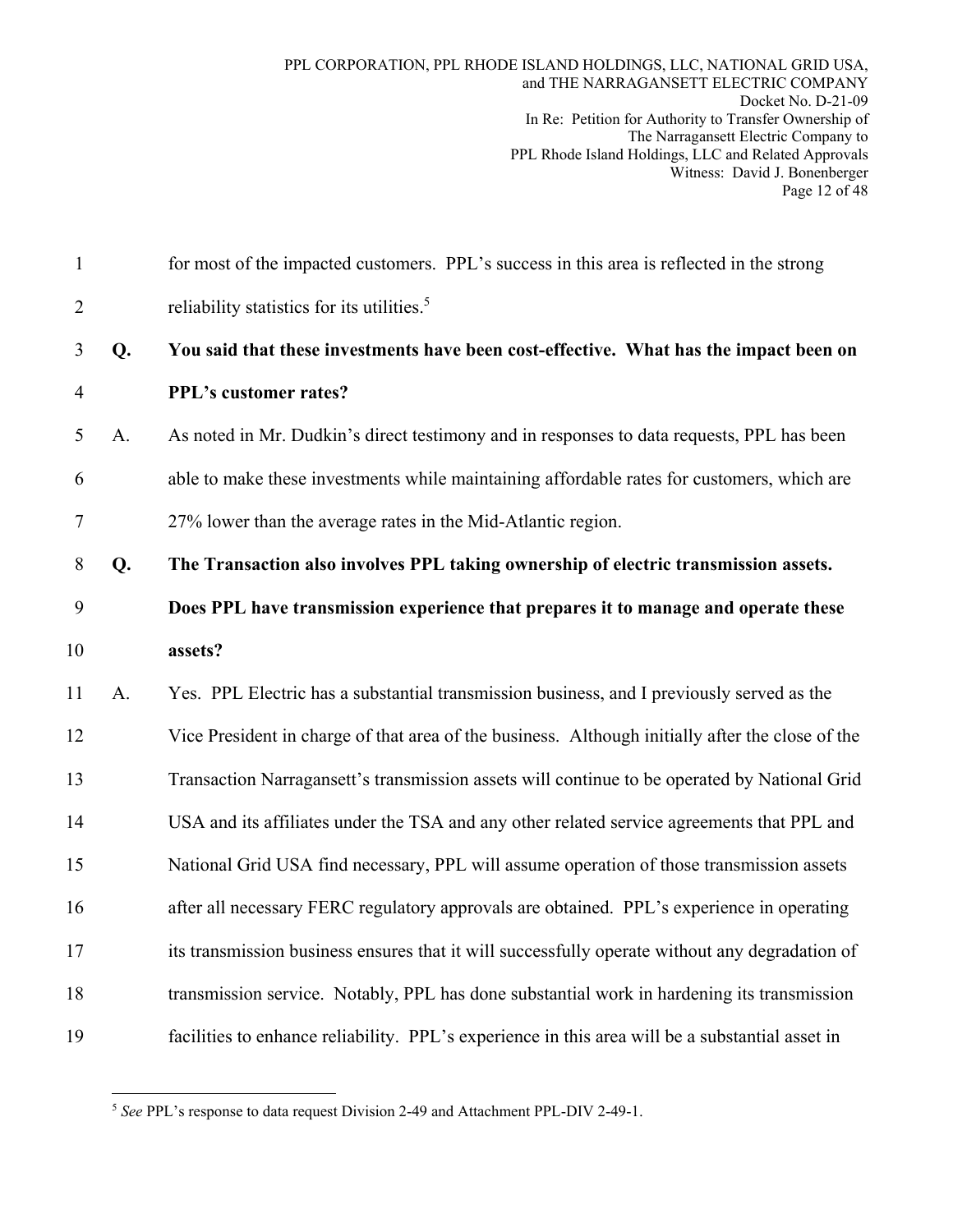for most of the impacted customers. PPL's success in this area is reflected in the strong reliability statistics for its utilities.[5]

**Q. You said that these investments have been cost-effective. What has the impact been on PPL's customer rates?**

A. As noted in Mr. Dudkin's direct testimony and in responses to data requests, PPL has been able to make these investments while maintaining affordable rates for customers, which are 27% lower than the average rates in the Mid-Atlantic region.

**Q. The Transaction also involves PPL taking ownership of electric transmission assets. Does PPL have transmission experience that prepares it to manage and operate these assets?**

A. Yes. PPL Electric has a substantial transmission business, and I previously served as the Vice President in charge of that area of the business. Although initially after the close of the Transaction Narragansett's transmission assets will continue to be operated by National Grid USA and its affiliates under the TSA and any other related service agreements that PPL and National Grid USA find necessary, PPL will assume operation of those transmission assets after all necessary FERC regulatory approvals are obtained. PPL's experience in operating its transmission business ensures that it will successfully operate without any degradation of transmission service. Notably, PPL has done substantial work in hardening its transmission facilities to enhance reliability. PPL's experience in this area will be a substantial asset in

---

[5] *See* PPL's response to data request Division 2-49 and Attachment PPL-DIV 2-49-1.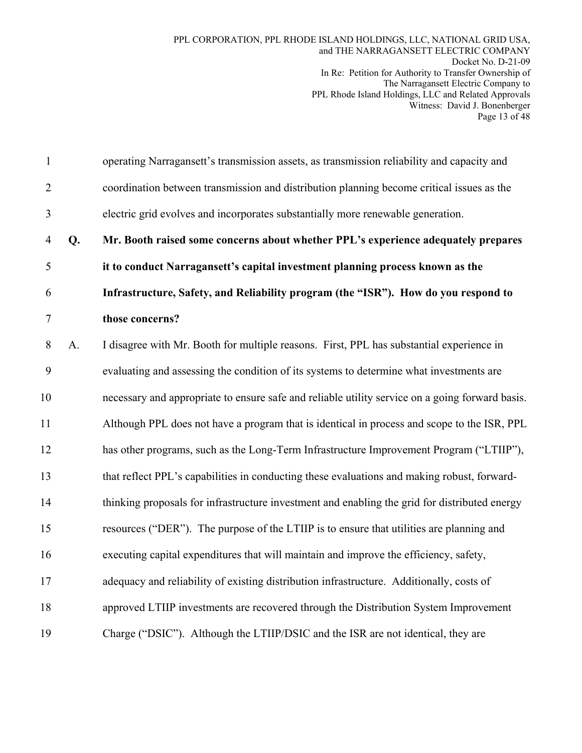operating Narragansett's transmission assets, as transmission reliability and capacity and coordination between transmission and distribution planning become critical issues as the electric grid evolves and incorporates substantially more renewable generation.

**Q. Mr. Booth raised some concerns about whether PPL's experience adequately prepares it to conduct Narragansett's capital investment planning process known as the Infrastructure, Safety, and Reliability program (the "ISR"). How do you respond to those concerns?**

A. I disagree with Mr. Booth for multiple reasons. First, PPL has substantial experience in evaluating and assessing the condition of its systems to determine what investments are necessary and appropriate to ensure safe and reliable utility service on a going forward basis. Although PPL does not have a program that is identical in process and scope to the ISR, PPL has other programs, such as the Long-Term Infrastructure Improvement Program ("LTIIP"), that reflect PPL's capabilities in conducting these evaluations and making robust, forward-thinking proposals for infrastructure investment and enabling the grid for distributed energy resources ("DER"). The purpose of the LTIIP is to ensure that utilities are planning and executing capital expenditures that will maintain and improve the efficiency, safety, adequacy and reliability of existing distribution infrastructure. Additionally, costs of approved LTIIP investments are recovered through the Distribution System Improvement Charge ("DSIC"). Although the LTIIP/DSIC and the ISR are not identical, they are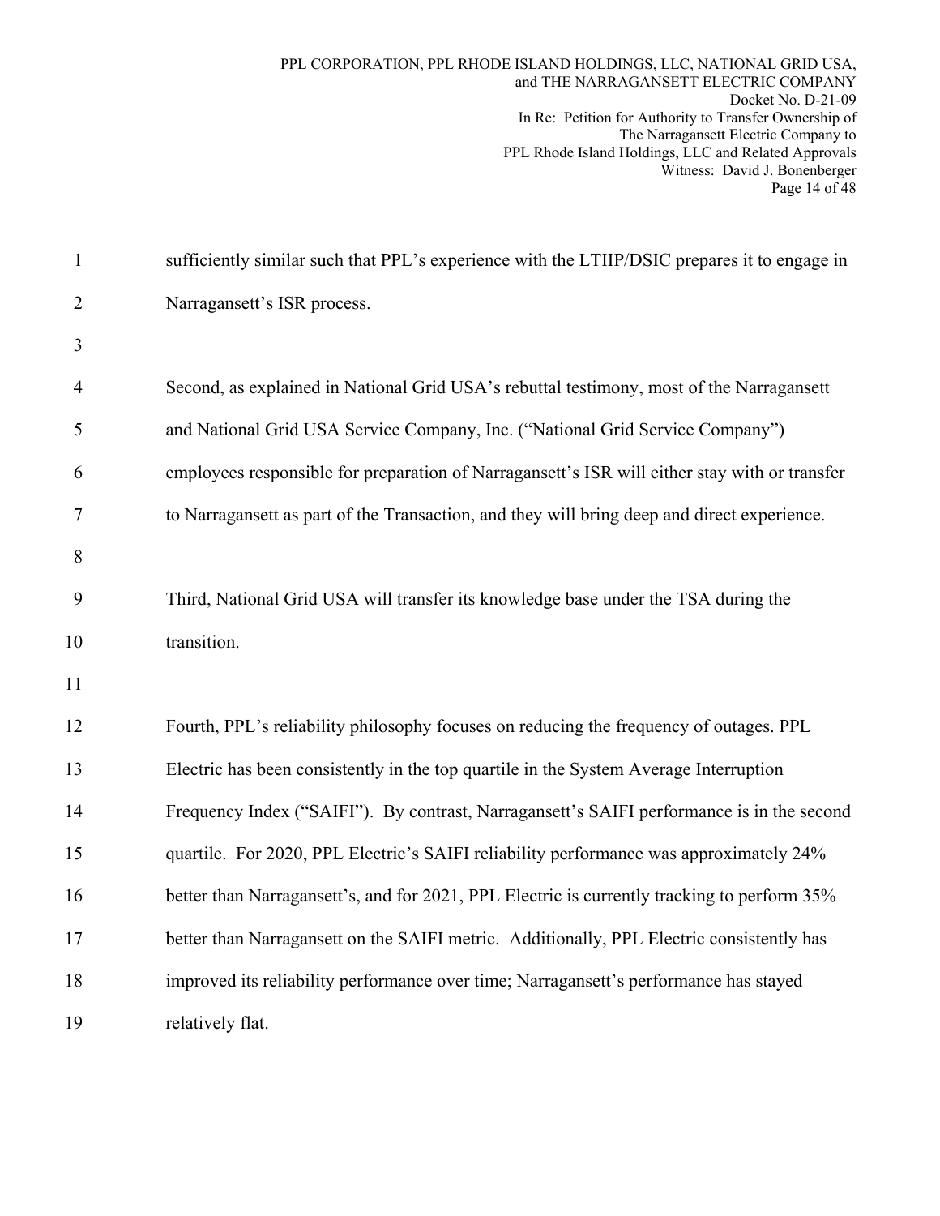sufficiently similar such that PPL's experience with the LTIIP/DSIC prepares it to engage in Narragansett's ISR process.

Second, as explained in National Grid USA's rebuttal testimony, most of the Narragansett and National Grid USA Service Company, Inc. ("National Grid Service Company") employees responsible for preparation of Narragansett's ISR will either stay with or transfer to Narragansett as part of the Transaction, and they will bring deep and direct experience.

Third, National Grid USA will transfer its knowledge base under the TSA during the transition.

Fourth, PPL's reliability philosophy focuses on reducing the frequency of outages. PPL Electric has been consistently in the top quartile in the System Average Interruption Frequency Index ("SAIFI"). By contrast, Narragansett's SAIFI performance is in the second quartile. For 2020, PPL Electric's SAIFI reliability performance was approximately 24% better than Narragansett's, and for 2021, PPL Electric is currently tracking to perform 35% better than Narragansett on the SAIFI metric. Additionally, PPL Electric consistently has improved its reliability performance over time; Narragansett's performance has stayed relatively flat.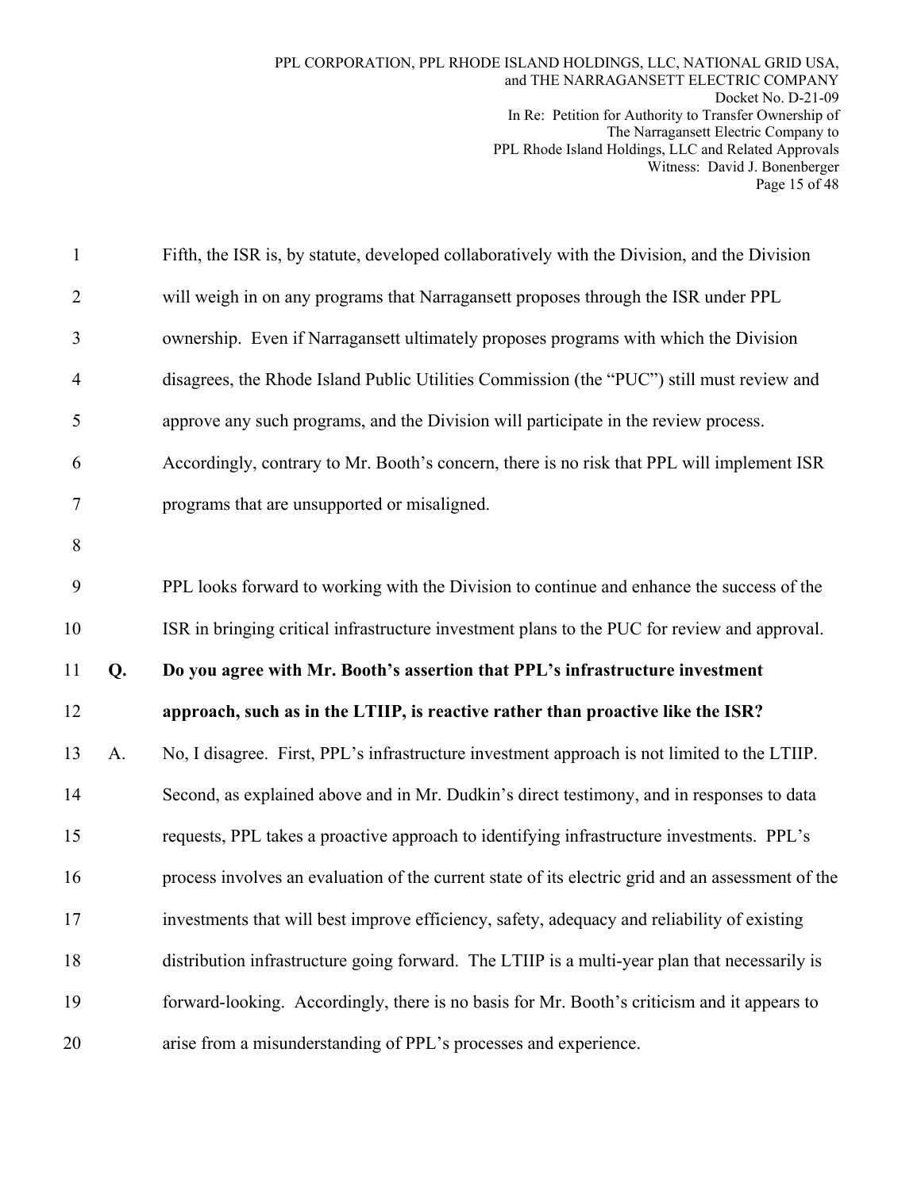Fifth, the ISR is, by statute, developed collaboratively with the Division, and the Division will weigh in on any programs that Narragansett proposes through the ISR under PPL ownership. Even if Narragansett ultimately proposes programs with which the Division disagrees, the Rhode Island Public Utilities Commission (the "PUC") still must review and approve any such programs, and the Division will participate in the review process. Accordingly, contrary to Mr. Booth's concern, there is no risk that PPL will implement ISR programs that are unsupported or misaligned.

PPL looks forward to working with the Division to continue and enhance the success of the ISR in bringing critical infrastructure investment plans to the PUC for review and approval.

**Q. Do you agree with Mr. Booth's assertion that PPL's infrastructure investment approach, such as in the LTIIP, is reactive rather than proactive like the ISR?**

A. No, I disagree. First, PPL's infrastructure investment approach is not limited to the LTIIP. Second, as explained above and in Mr. Dudkin's direct testimony, and in responses to data requests, PPL takes a proactive approach to identifying infrastructure investments. PPL's process involves an evaluation of the current state of its electric grid and an assessment of the investments that will best improve efficiency, safety, adequacy and reliability of existing distribution infrastructure going forward. The LTIIP is a multi-year plan that necessarily is forward-looking. Accordingly, there is no basis for Mr. Booth's criticism and it appears to arise from a misunderstanding of PPL's processes and experience.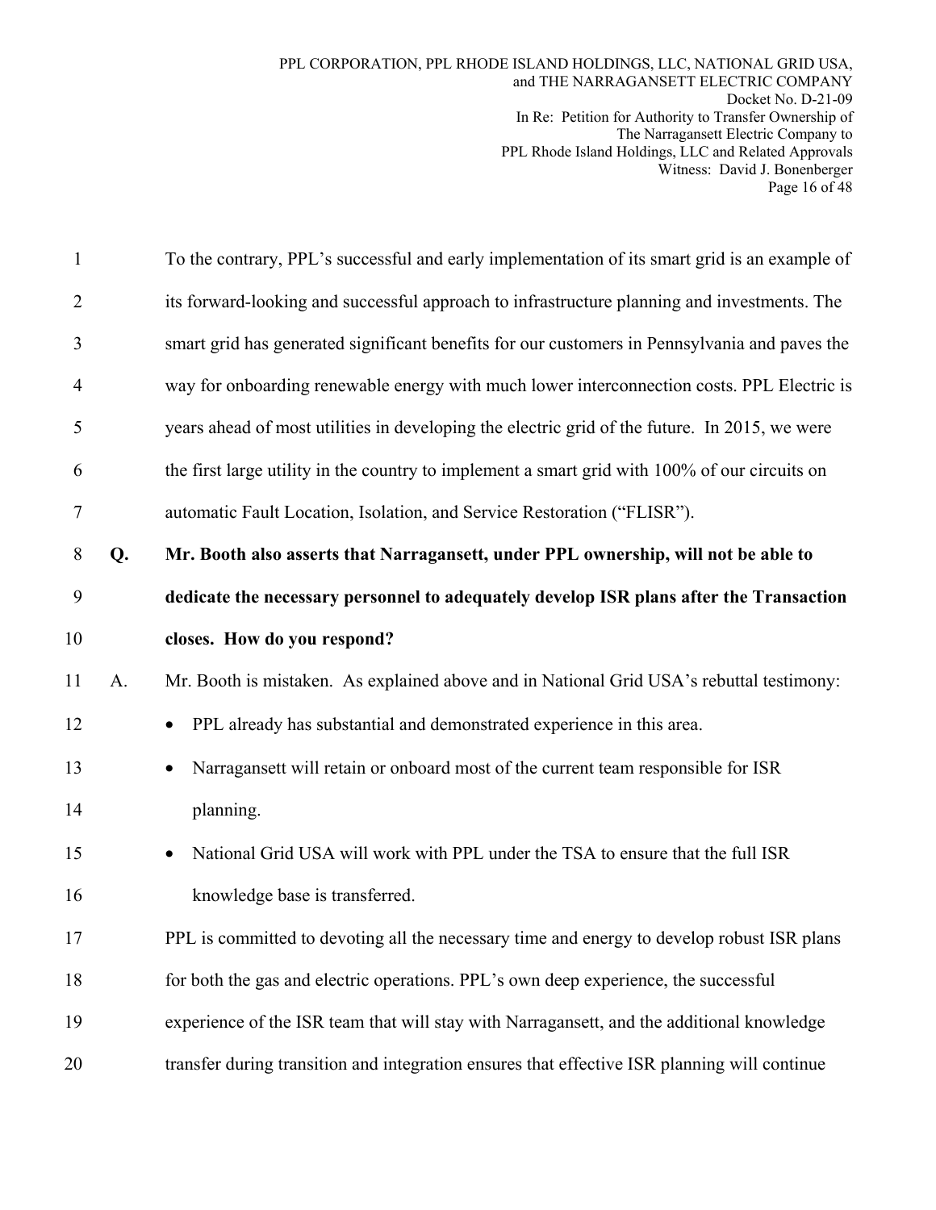To the contrary, PPL's successful and early implementation of its smart grid is an example of its forward-looking and successful approach to infrastructure planning and investments. The smart grid has generated significant benefits for our customers in Pennsylvania and paves the way for onboarding renewable energy with much lower interconnection costs. PPL Electric is years ahead of most utilities in developing the electric grid of the future. In 2015, we were the first large utility in the country to implement a smart grid with 100% of our circuits on automatic Fault Location, Isolation, and Service Restoration ("FLISR").

**Q. Mr. Booth also asserts that Narragansett, under PPL ownership, will not be able to dedicate the necessary personnel to adequately develop ISR plans after the Transaction closes. How do you respond?**

A. Mr. Booth is mistaken. As explained above and in National Grid USA's rebuttal testimony:

- PPL already has substantial and demonstrated experience in this area.
- Narragansett will retain or onboard most of the current team responsible for ISR planning.
- National Grid USA will work with PPL under the TSA to ensure that the full ISR knowledge base is transferred.

PPL is committed to devoting all the necessary time and energy to develop robust ISR plans for both the gas and electric operations. PPL's own deep experience, the successful experience of the ISR team that will stay with Narragansett, and the additional knowledge transfer during transition and integration ensures that effective ISR planning will continue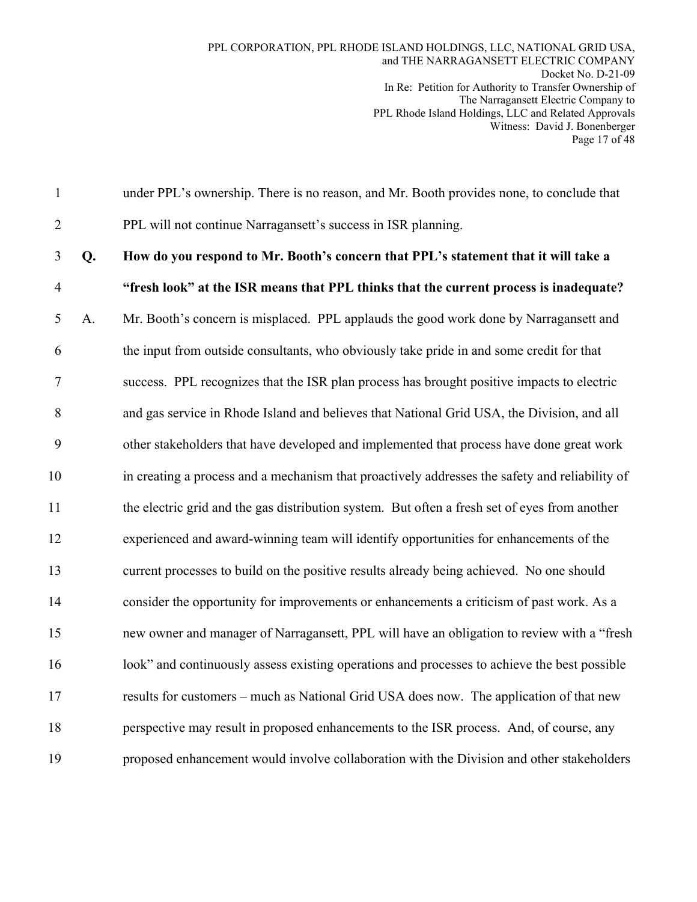under PPL's ownership. There is no reason, and Mr. Booth provides none, to conclude that PPL will not continue Narragansett's success in ISR planning.

**Q. How do you respond to Mr. Booth's concern that PPL's statement that it will take a "fresh look" at the ISR means that PPL thinks that the current process is inadequate?**

A. Mr. Booth's concern is misplaced. PPL applauds the good work done by Narragansett and the input from outside consultants, who obviously take pride in and some credit for that success. PPL recognizes that the ISR plan process has brought positive impacts to electric and gas service in Rhode Island and believes that National Grid USA, the Division, and all other stakeholders that have developed and implemented that process have done great work in creating a process and a mechanism that proactively addresses the safety and reliability of the electric grid and the gas distribution system. But often a fresh set of eyes from another experienced and award-winning team will identify opportunities for enhancements of the current processes to build on the positive results already being achieved. No one should consider the opportunity for improvements or enhancements a criticism of past work. As a new owner and manager of Narragansett, PPL will have an obligation to review with a "fresh look" and continuously assess existing operations and processes to achieve the best possible results for customers – much as National Grid USA does now. The application of that new perspective may result in proposed enhancements to the ISR process. And, of course, any proposed enhancement would involve collaboration with the Division and other stakeholders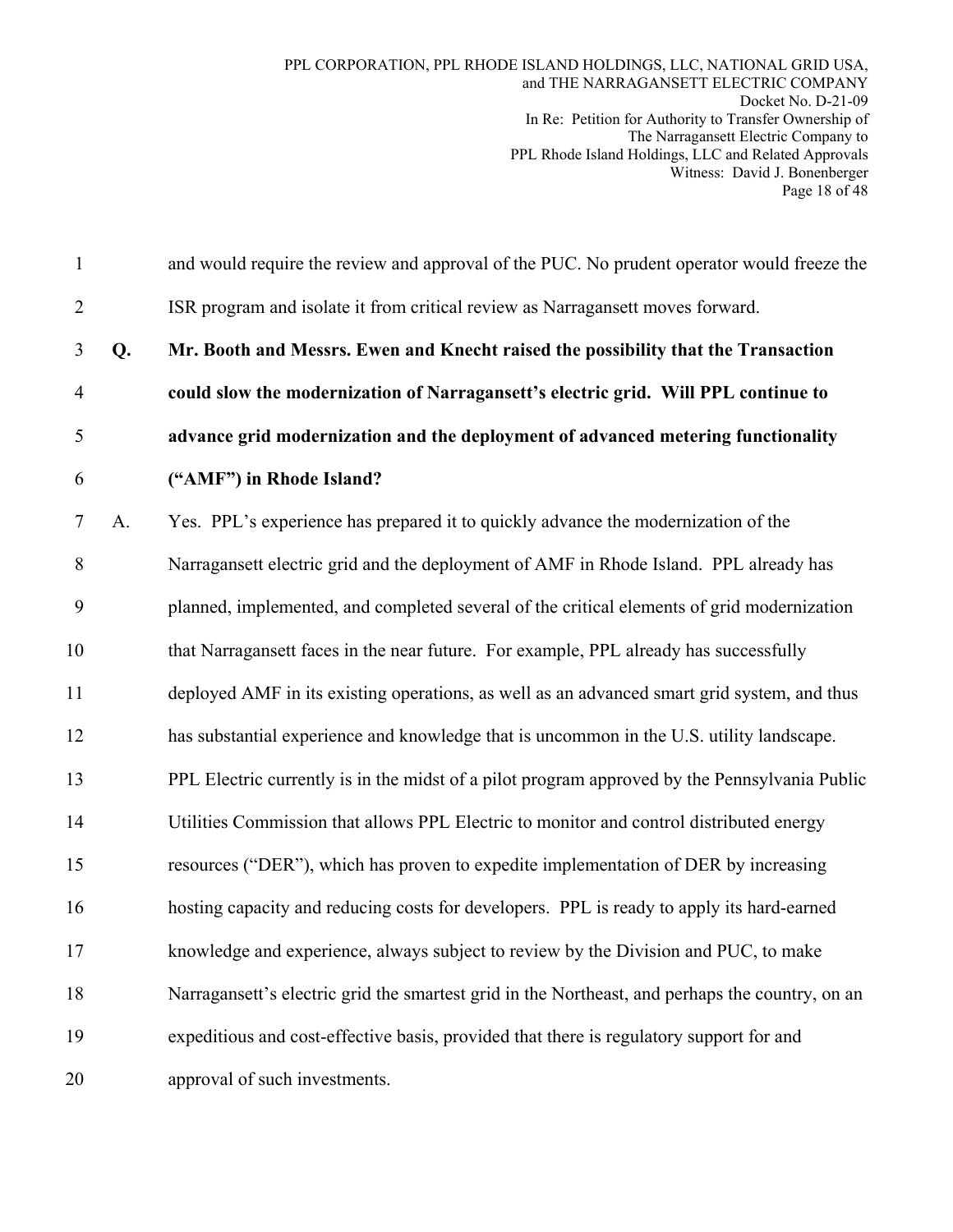and would require the review and approval of the PUC. No prudent operator would freeze the ISR program and isolate it from critical review as Narragansett moves forward.

**Q. Mr. Booth and Messrs. Ewen and Knecht raised the possibility that the Transaction could slow the modernization of Narragansett's electric grid. Will PPL continue to advance grid modernization and the deployment of advanced metering functionality ("AMF") in Rhode Island?**

A. Yes. PPL's experience has prepared it to quickly advance the modernization of the Narragansett electric grid and the deployment of AMF in Rhode Island. PPL already has planned, implemented, and completed several of the critical elements of grid modernization that Narragansett faces in the near future. For example, PPL already has successfully deployed AMF in its existing operations, as well as an advanced smart grid system, and thus has substantial experience and knowledge that is uncommon in the U.S. utility landscape. PPL Electric currently is in the midst of a pilot program approved by the Pennsylvania Public Utilities Commission that allows PPL Electric to monitor and control distributed energy resources ("DER"), which has proven to expedite implementation of DER by increasing hosting capacity and reducing costs for developers. PPL is ready to apply its hard-earned knowledge and experience, always subject to review by the Division and PUC, to make Narragansett's electric grid the smartest grid in the Northeast, and perhaps the country, on an expeditious and cost-effective basis, provided that there is regulatory support for and approval of such investments.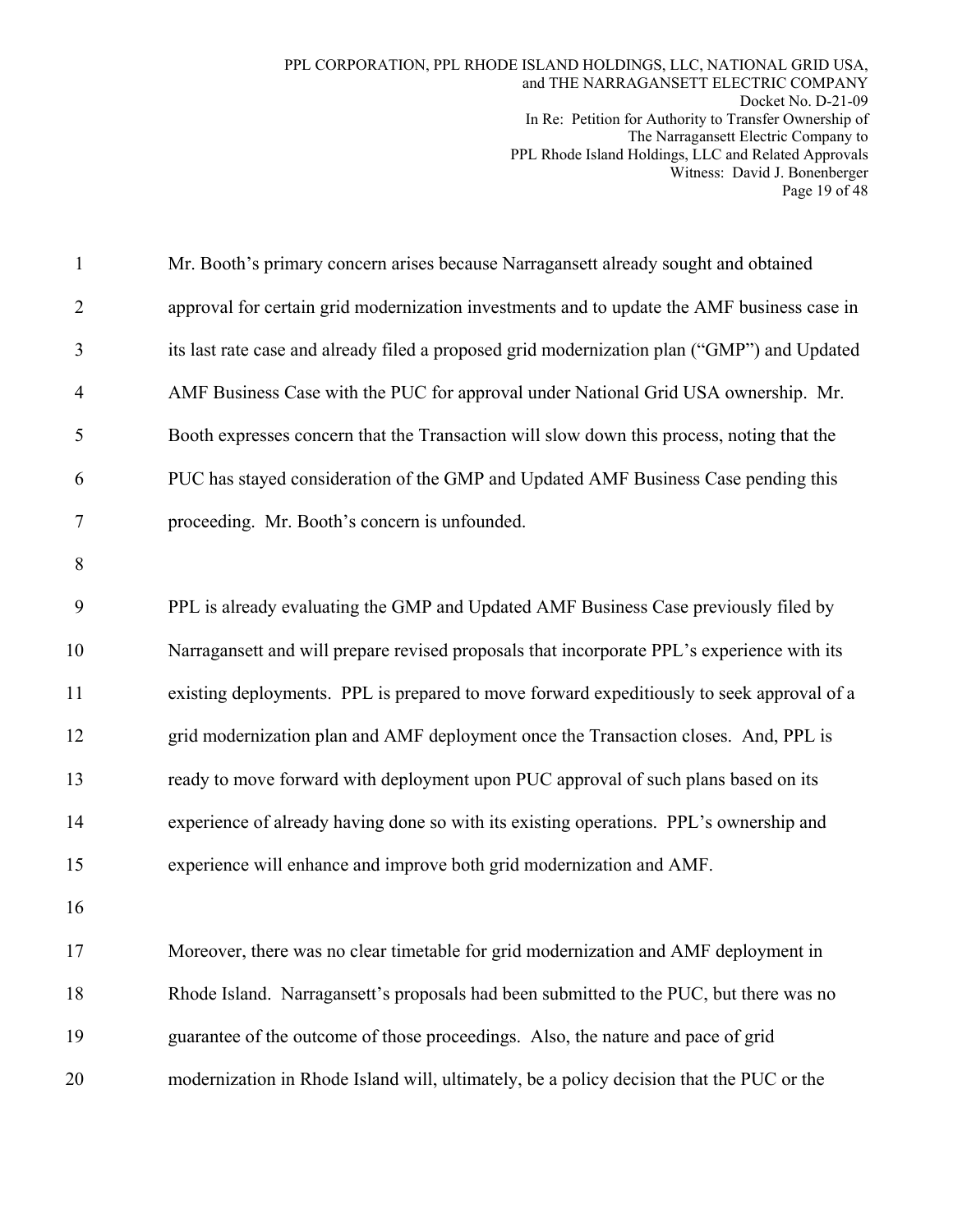Mr. Booth's primary concern arises because Narragansett already sought and obtained approval for certain grid modernization investments and to update the AMF business case in its last rate case and already filed a proposed grid modernization plan ("GMP") and Updated AMF Business Case with the PUC for approval under National Grid USA ownership. Mr. Booth expresses concern that the Transaction will slow down this process, noting that the PUC has stayed consideration of the GMP and Updated AMF Business Case pending this proceeding. Mr. Booth's concern is unfounded.

PPL is already evaluating the GMP and Updated AMF Business Case previously filed by Narragansett and will prepare revised proposals that incorporate PPL's experience with its existing deployments. PPL is prepared to move forward expeditiously to seek approval of a grid modernization plan and AMF deployment once the Transaction closes. And, PPL is ready to move forward with deployment upon PUC approval of such plans based on its experience of already having done so with its existing operations. PPL's ownership and experience will enhance and improve both grid modernization and AMF.

Moreover, there was no clear timetable for grid modernization and AMF deployment in Rhode Island. Narragansett's proposals had been submitted to the PUC, but there was no guarantee of the outcome of those proceedings. Also, the nature and pace of grid modernization in Rhode Island will, ultimately, be a policy decision that the PUC or the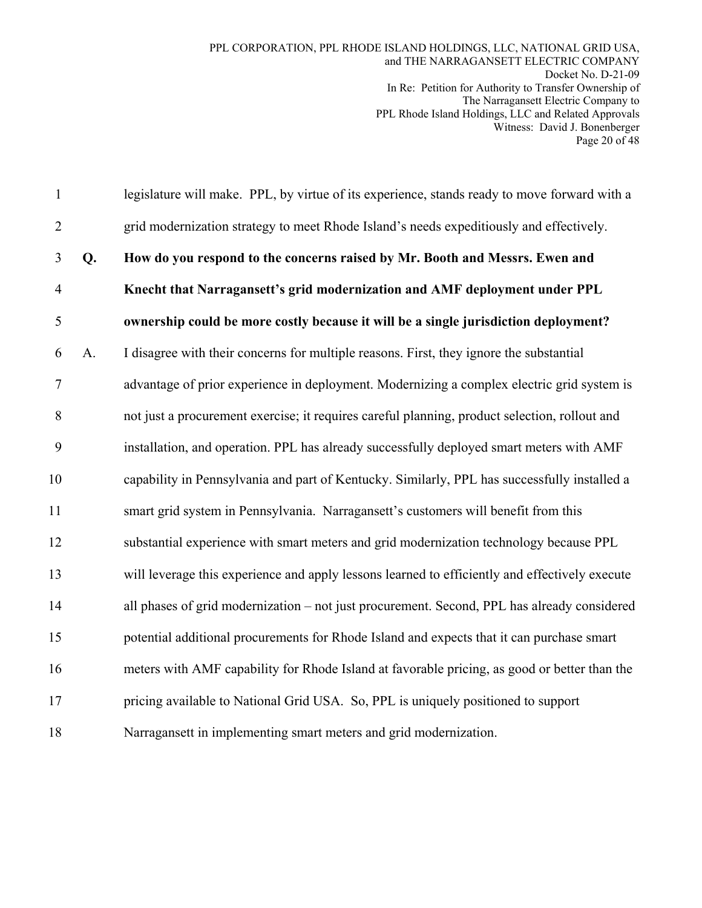legislature will make. PPL, by virtue of its experience, stands ready to move forward with a grid modernization strategy to meet Rhode Island's needs expeditiously and effectively.

**Q. How do you respond to the concerns raised by Mr. Booth and Messrs. Ewen and Knecht that Narragansett's grid modernization and AMF deployment under PPL ownership could be more costly because it will be a single jurisdiction deployment?**

A. I disagree with their concerns for multiple reasons. First, they ignore the substantial advantage of prior experience in deployment. Modernizing a complex electric grid system is not just a procurement exercise; it requires careful planning, product selection, rollout and installation, and operation. PPL has already successfully deployed smart meters with AMF capability in Pennsylvania and part of Kentucky. Similarly, PPL has successfully installed a smart grid system in Pennsylvania. Narragansett's customers will benefit from this substantial experience with smart meters and grid modernization technology because PPL will leverage this experience and apply lessons learned to efficiently and effectively execute all phases of grid modernization – not just procurement. Second, PPL has already considered potential additional procurements for Rhode Island and expects that it can purchase smart meters with AMF capability for Rhode Island at favorable pricing, as good or better than the pricing available to National Grid USA. So, PPL is uniquely positioned to support Narragansett in implementing smart meters and grid modernization.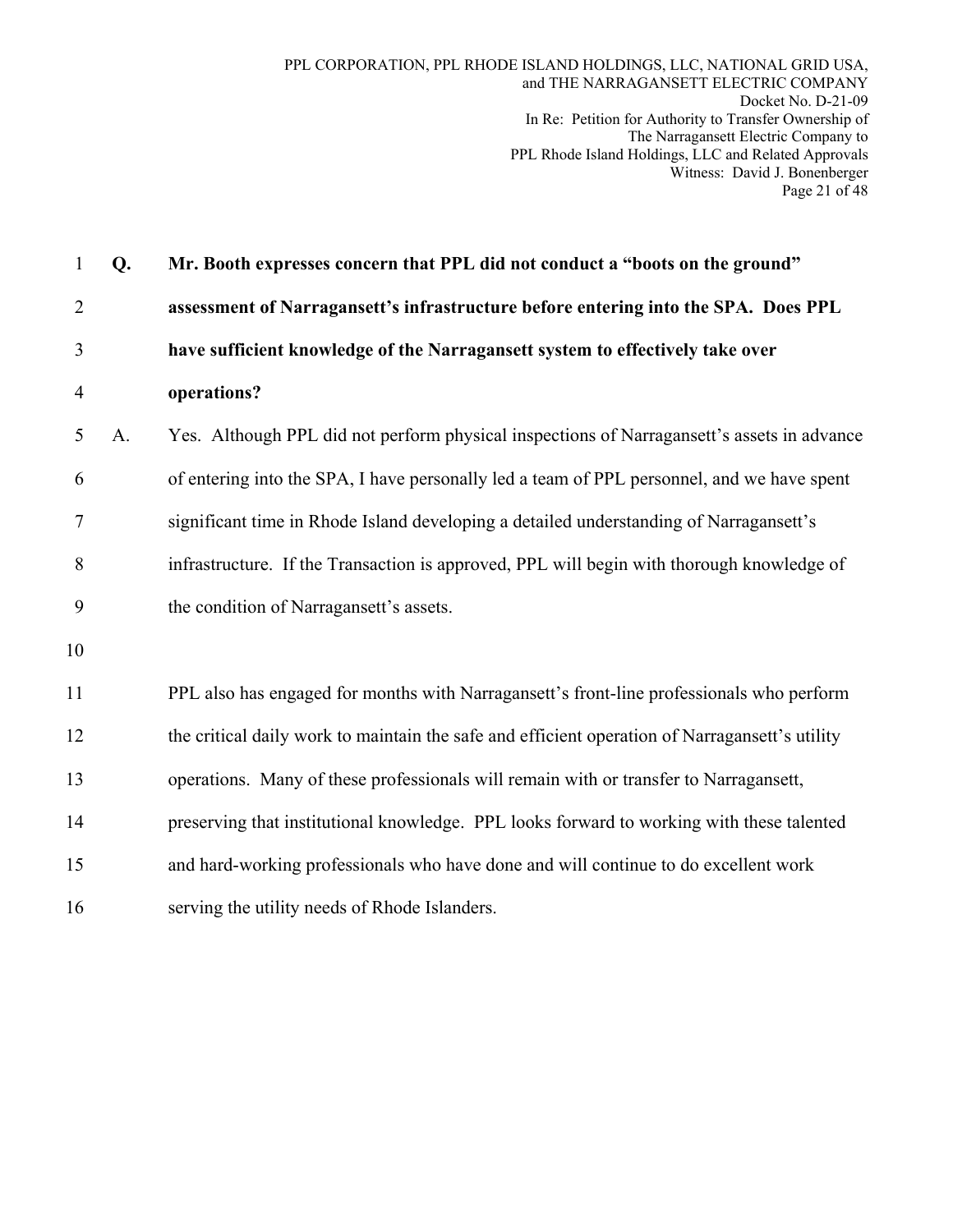**Q. Mr. Booth expresses concern that PPL did not conduct a "boots on the ground" assessment of Narragansett's infrastructure before entering into the SPA. Does PPL have sufficient knowledge of the Narragansett system to effectively take over operations?**

A. Yes. Although PPL did not perform physical inspections of Narragansett's assets in advance of entering into the SPA, I have personally led a team of PPL personnel, and we have spent significant time in Rhode Island developing a detailed understanding of Narragansett's infrastructure. If the Transaction is approved, PPL will begin with thorough knowledge of the condition of Narragansett's assets.

PPL also has engaged for months with Narragansett's front-line professionals who perform the critical daily work to maintain the safe and efficient operation of Narragansett's utility operations. Many of these professionals will remain with or transfer to Narragansett, preserving that institutional knowledge. PPL looks forward to working with these talented and hard-working professionals who have done and will continue to do excellent work serving the utility needs of Rhode Islanders.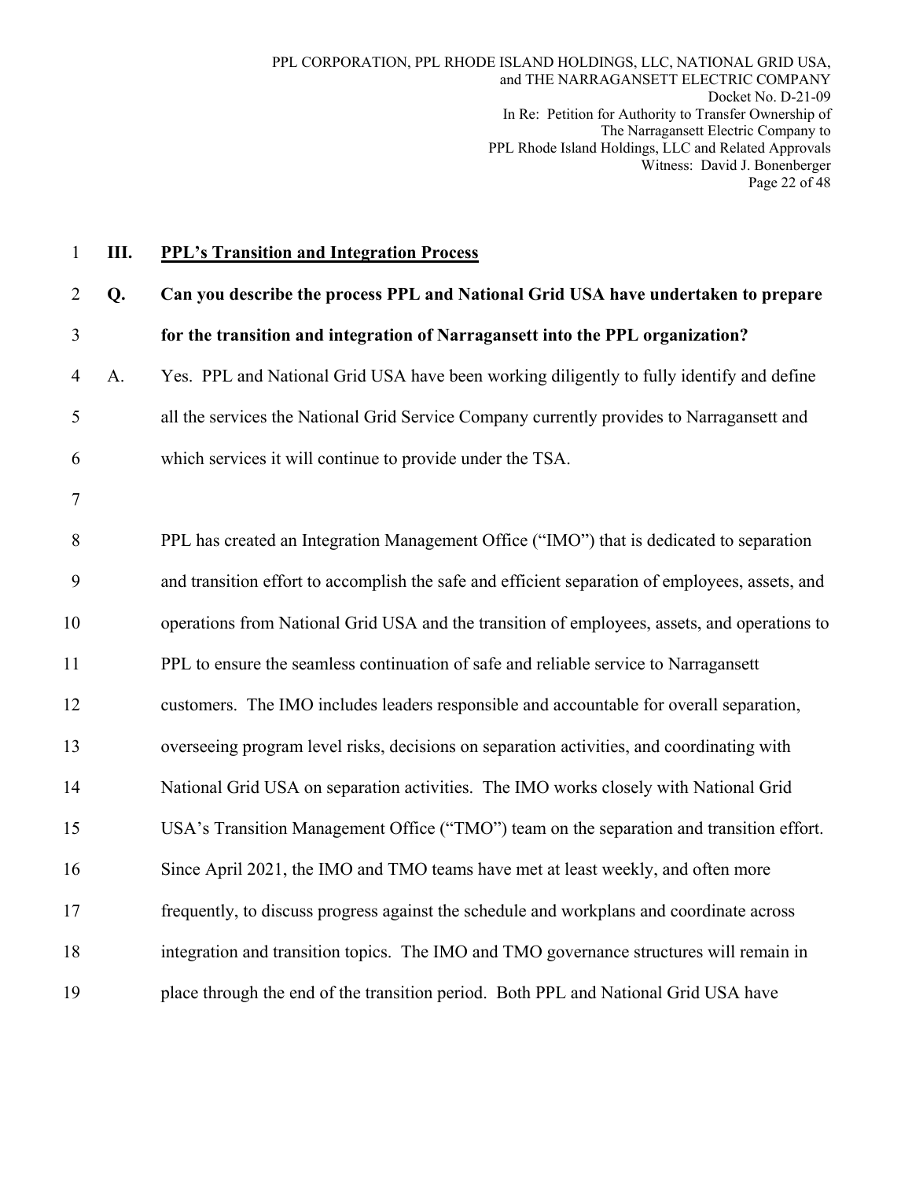## III. PPL's Transition and Integration Process

**Q. Can you describe the process PPL and National Grid USA have undertaken to prepare for the transition and integration of Narragansett into the PPL organization?**

A. Yes. PPL and National Grid USA have been working diligently to fully identify and define all the services the National Grid Service Company currently provides to Narragansett and which services it will continue to provide under the TSA.

PPL has created an Integration Management Office ("IMO") that is dedicated to separation and transition effort to accomplish the safe and efficient separation of employees, assets, and operations from National Grid USA and the transition of employees, assets, and operations to PPL to ensure the seamless continuation of safe and reliable service to Narragansett customers. The IMO includes leaders responsible and accountable for overall separation, overseeing program level risks, decisions on separation activities, and coordinating with National Grid USA on separation activities. The IMO works closely with National Grid USA's Transition Management Office ("TMO") team on the separation and transition effort. Since April 2021, the IMO and TMO teams have met at least weekly, and often more frequently, to discuss progress against the schedule and workplans and coordinate across integration and transition topics. The IMO and TMO governance structures will remain in place through the end of the transition period. Both PPL and National Grid USA have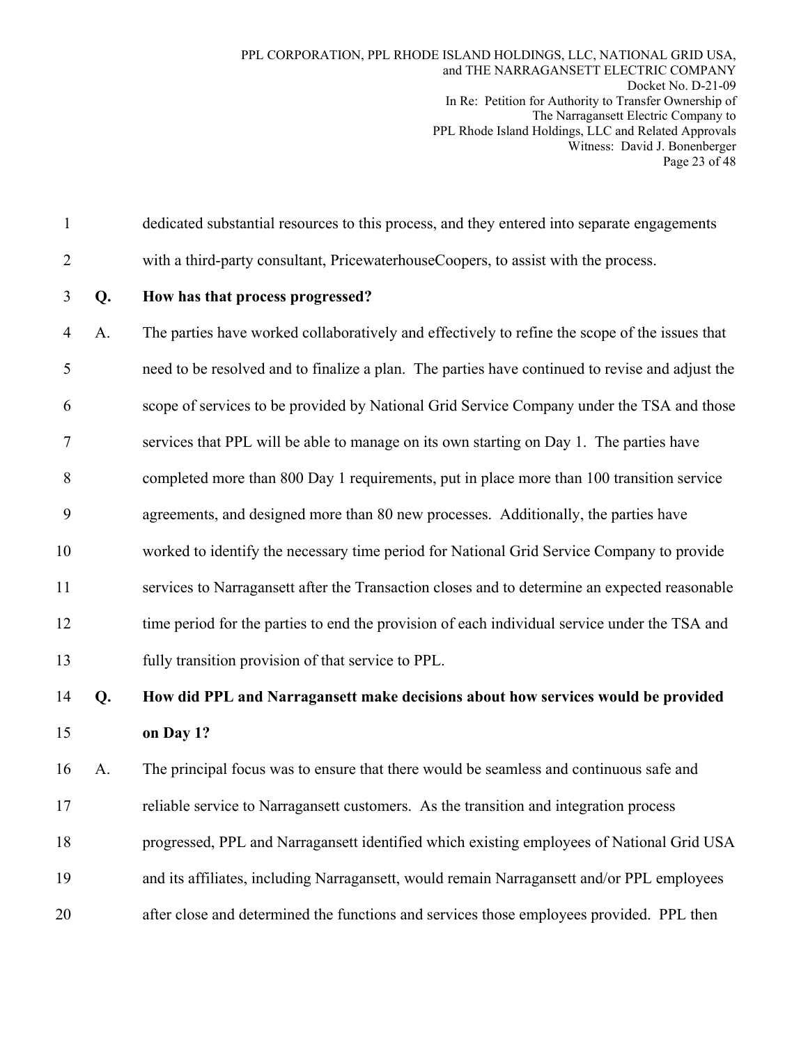dedicated substantial resources to this process, and they entered into separate engagements with a third-party consultant, PricewaterhouseCoopers, to assist with the process.

**Q. How has that process progressed?**

A. The parties have worked collaboratively and effectively to refine the scope of the issues that need to be resolved and to finalize a plan. The parties have continued to revise and adjust the scope of services to be provided by National Grid Service Company under the TSA and those services that PPL will be able to manage on its own starting on Day 1. The parties have completed more than 800 Day 1 requirements, put in place more than 100 transition service agreements, and designed more than 80 new processes. Additionally, the parties have worked to identify the necessary time period for National Grid Service Company to provide services to Narragansett after the Transaction closes and to determine an expected reasonable time period for the parties to end the provision of each individual service under the TSA and fully transition provision of that service to PPL.

**Q. How did PPL and Narragansett make decisions about how services would be provided on Day 1?**

A. The principal focus was to ensure that there would be seamless and continuous safe and reliable service to Narragansett customers. As the transition and integration process progressed, PPL and Narragansett identified which existing employees of National Grid USA and its affiliates, including Narragansett, would remain Narragansett and/or PPL employees after close and determined the functions and services those employees provided. PPL then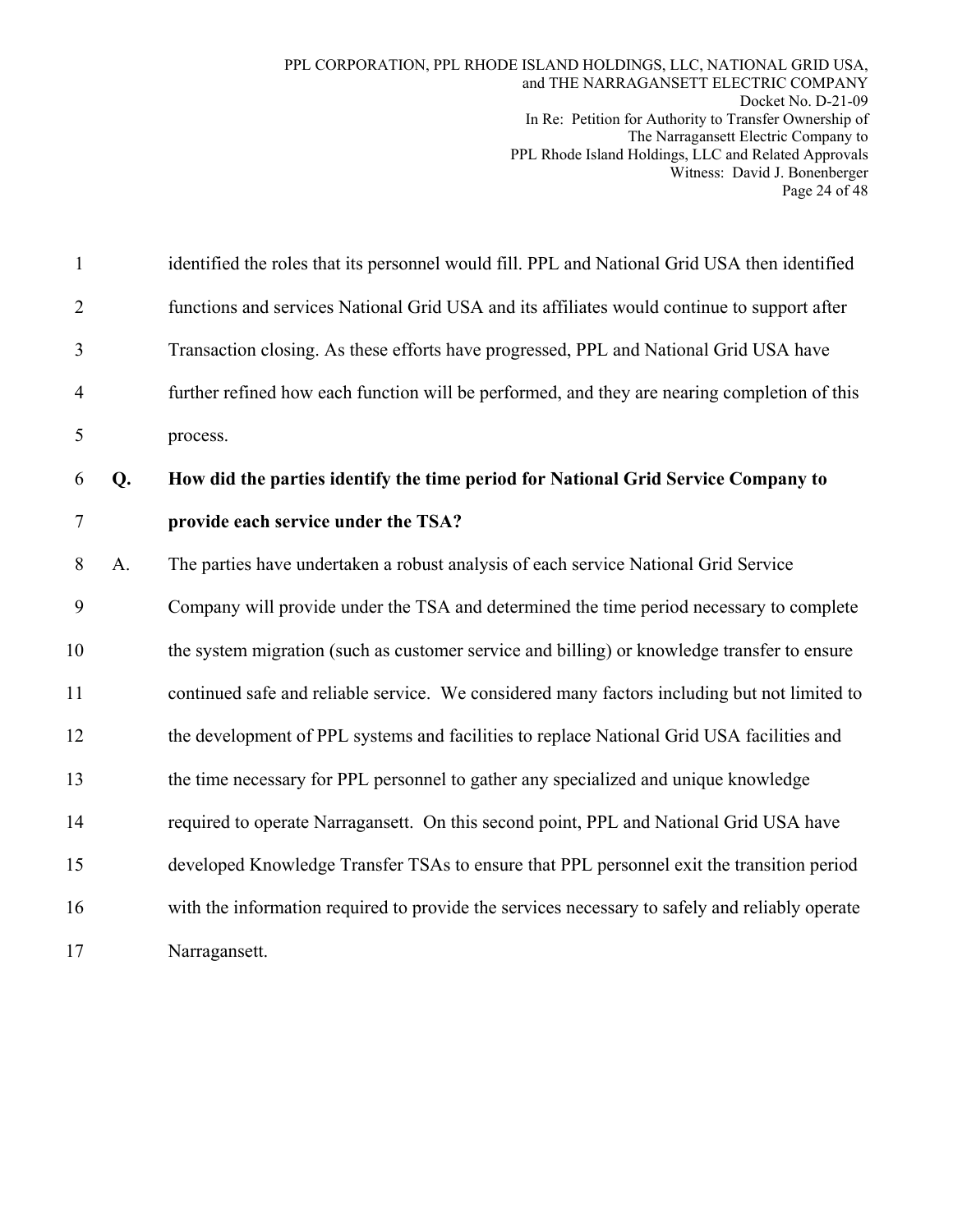identified the roles that its personnel would fill. PPL and National Grid USA then identified functions and services National Grid USA and its affiliates would continue to support after Transaction closing. As these efforts have progressed, PPL and National Grid USA have further refined how each function will be performed, and they are nearing completion of this process.

**Q. How did the parties identify the time period for National Grid Service Company to provide each service under the TSA?**

A. The parties have undertaken a robust analysis of each service National Grid Service Company will provide under the TSA and determined the time period necessary to complete the system migration (such as customer service and billing) or knowledge transfer to ensure continued safe and reliable service. We considered many factors including but not limited to the development of PPL systems and facilities to replace National Grid USA facilities and the time necessary for PPL personnel to gather any specialized and unique knowledge required to operate Narragansett. On this second point, PPL and National Grid USA have developed Knowledge Transfer TSAs to ensure that PPL personnel exit the transition period with the information required to provide the services necessary to safely and reliably operate Narragansett.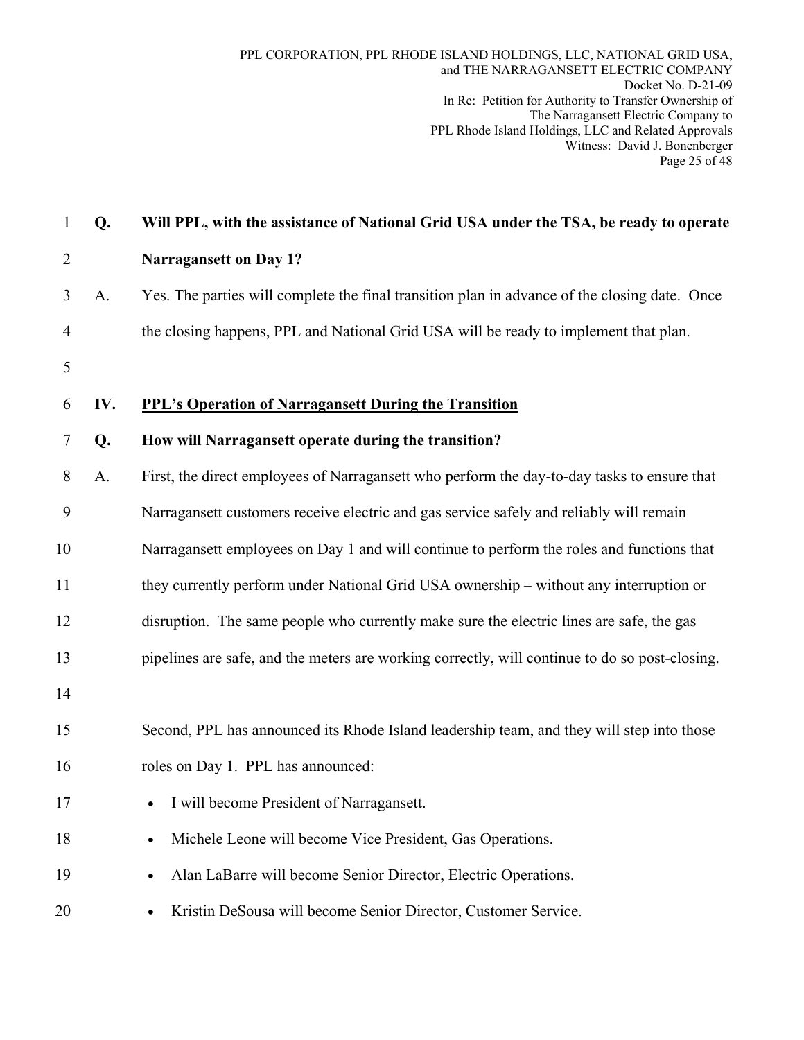**Q. Will PPL, with the assistance of National Grid USA under the TSA, be ready to operate Narragansett on Day 1?**

A. Yes. The parties will complete the final transition plan in advance of the closing date. Once the closing happens, PPL and National Grid USA will be ready to implement that plan.

## IV. PPL's Operation of Narragansett During the Transition

**Q. How will Narragansett operate during the transition?**

A. First, the direct employees of Narragansett who perform the day-to-day tasks to ensure that Narragansett customers receive electric and gas service safely and reliably will remain Narragansett employees on Day 1 and will continue to perform the roles and functions that they currently perform under National Grid USA ownership – without any interruption or disruption. The same people who currently make sure the electric lines are safe, the gas pipelines are safe, and the meters are working correctly, will continue to do so post-closing.

Second, PPL has announced its Rhode Island leadership team, and they will step into those roles on Day 1. PPL has announced:

- I will become President of Narragansett.
- Michele Leone will become Vice President, Gas Operations.
- Alan LaBarre will become Senior Director, Electric Operations.
- Kristin DeSousa will become Senior Director, Customer Service.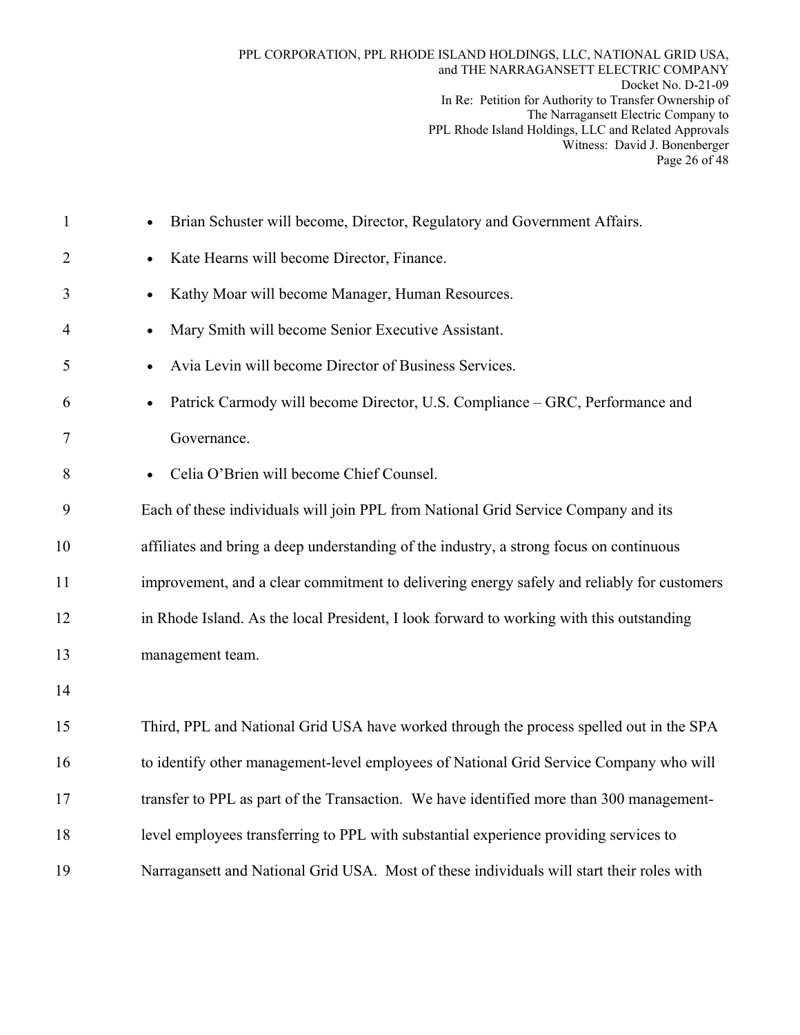- Brian Schuster will become, Director, Regulatory and Government Affairs.
- Kate Hearns will become Director, Finance.
- Kathy Moar will become Manager, Human Resources.
- Mary Smith will become Senior Executive Assistant.
- Avia Levin will become Director of Business Services.
- Patrick Carmody will become Director, U.S. Compliance – GRC, Performance and Governance.
- Celia O'Brien will become Chief Counsel.

Each of these individuals will join PPL from National Grid Service Company and its affiliates and bring a deep understanding of the industry, a strong focus on continuous improvement, and a clear commitment to delivering energy safely and reliably for customers in Rhode Island. As the local President, I look forward to working with this outstanding management team.

Third, PPL and National Grid USA have worked through the process spelled out in the SPA to identify other management-level employees of National Grid Service Company who will transfer to PPL as part of the Transaction. We have identified more than 300 management-level employees transferring to PPL with substantial experience providing services to Narragansett and National Grid USA. Most of these individuals will start their roles with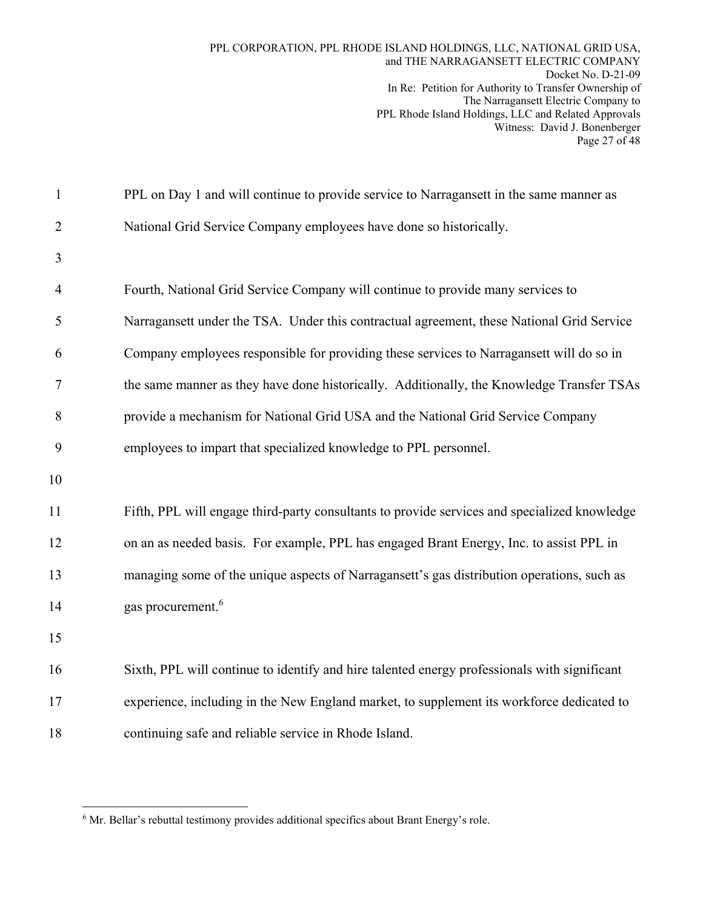PPL on Day 1 and will continue to provide service to Narragansett in the same manner as National Grid Service Company employees have done so historically.

Fourth, National Grid Service Company will continue to provide many services to Narragansett under the TSA. Under this contractual agreement, these National Grid Service Company employees responsible for providing these services to Narragansett will do so in the same manner as they have done historically. Additionally, the Knowledge Transfer TSAs provide a mechanism for National Grid USA and the National Grid Service Company employees to impart that specialized knowledge to PPL personnel.

Fifth, PPL will engage third-party consultants to provide services and specialized knowledge on an as needed basis. For example, PPL has engaged Brant Energy, Inc. to assist PPL in managing some of the unique aspects of Narragansett's gas distribution operations, such as gas procurement.[6]

Sixth, PPL will continue to identify and hire talented energy professionals with significant experience, including in the New England market, to supplement its workforce dedicated to continuing safe and reliable service in Rhode Island.

---

[6] Mr. Bellar's rebuttal testimony provides additional specifics about Brant Energy's role.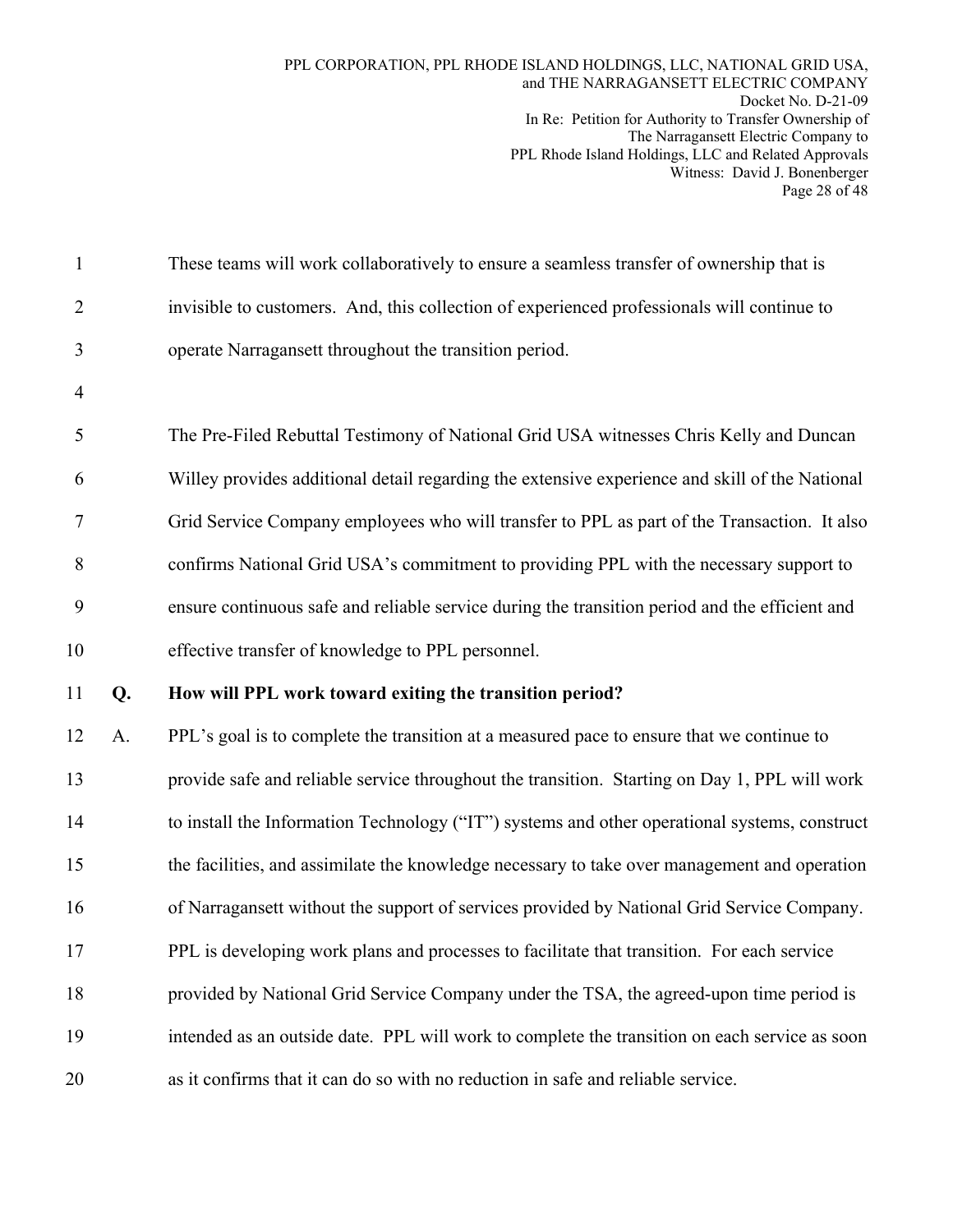These teams will work collaboratively to ensure a seamless transfer of ownership that is invisible to customers. And, this collection of experienced professionals will continue to operate Narragansett throughout the transition period.

The Pre-Filed Rebuttal Testimony of National Grid USA witnesses Chris Kelly and Duncan Willey provides additional detail regarding the extensive experience and skill of the National Grid Service Company employees who will transfer to PPL as part of the Transaction. It also confirms National Grid USA's commitment to providing PPL with the necessary support to ensure continuous safe and reliable service during the transition period and the efficient and effective transfer of knowledge to PPL personnel.

**Q. How will PPL work toward exiting the transition period?**

A. PPL's goal is to complete the transition at a measured pace to ensure that we continue to provide safe and reliable service throughout the transition. Starting on Day 1, PPL will work to install the Information Technology ("IT") systems and other operational systems, construct the facilities, and assimilate the knowledge necessary to take over management and operation of Narragansett without the support of services provided by National Grid Service Company. PPL is developing work plans and processes to facilitate that transition. For each service provided by National Grid Service Company under the TSA, the agreed-upon time period is intended as an outside date. PPL will work to complete the transition on each service as soon as it confirms that it can do so with no reduction in safe and reliable service.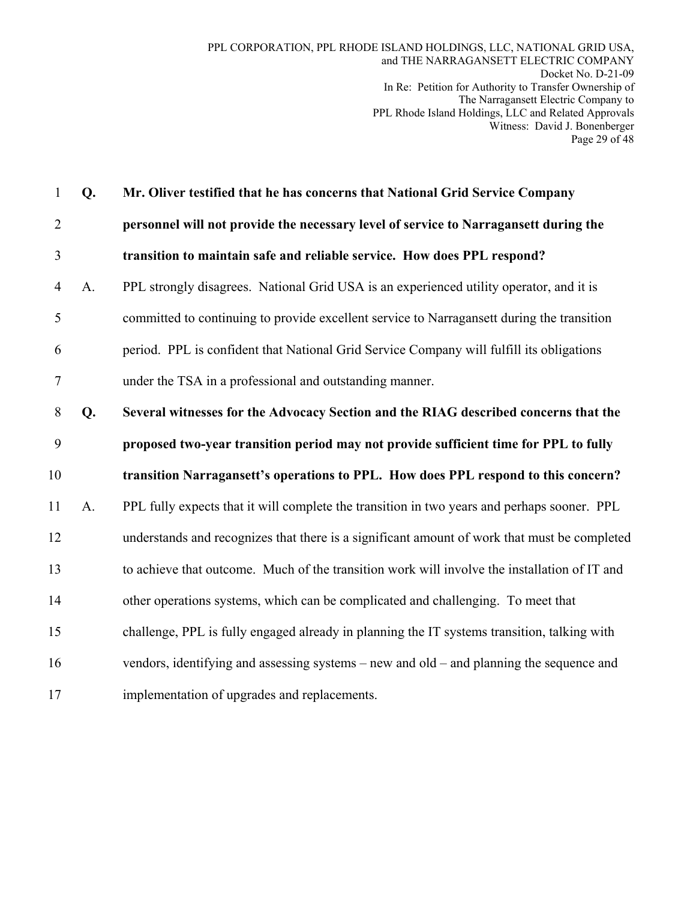**Q. Mr. Oliver testified that he has concerns that National Grid Service Company personnel will not provide the necessary level of service to Narragansett during the transition to maintain safe and reliable service. How does PPL respond?**

A. PPL strongly disagrees. National Grid USA is an experienced utility operator, and it is committed to continuing to provide excellent service to Narragansett during the transition period. PPL is confident that National Grid Service Company will fulfill its obligations under the TSA in a professional and outstanding manner.

**Q. Several witnesses for the Advocacy Section and the RIAG described concerns that the proposed two-year transition period may not provide sufficient time for PPL to fully transition Narragansett's operations to PPL. How does PPL respond to this concern?**

A. PPL fully expects that it will complete the transition in two years and perhaps sooner. PPL understands and recognizes that there is a significant amount of work that must be completed to achieve that outcome. Much of the transition work will involve the installation of IT and other operations systems, which can be complicated and challenging. To meet that challenge, PPL is fully engaged already in planning the IT systems transition, talking with vendors, identifying and assessing systems – new and old – and planning the sequence and implementation of upgrades and replacements.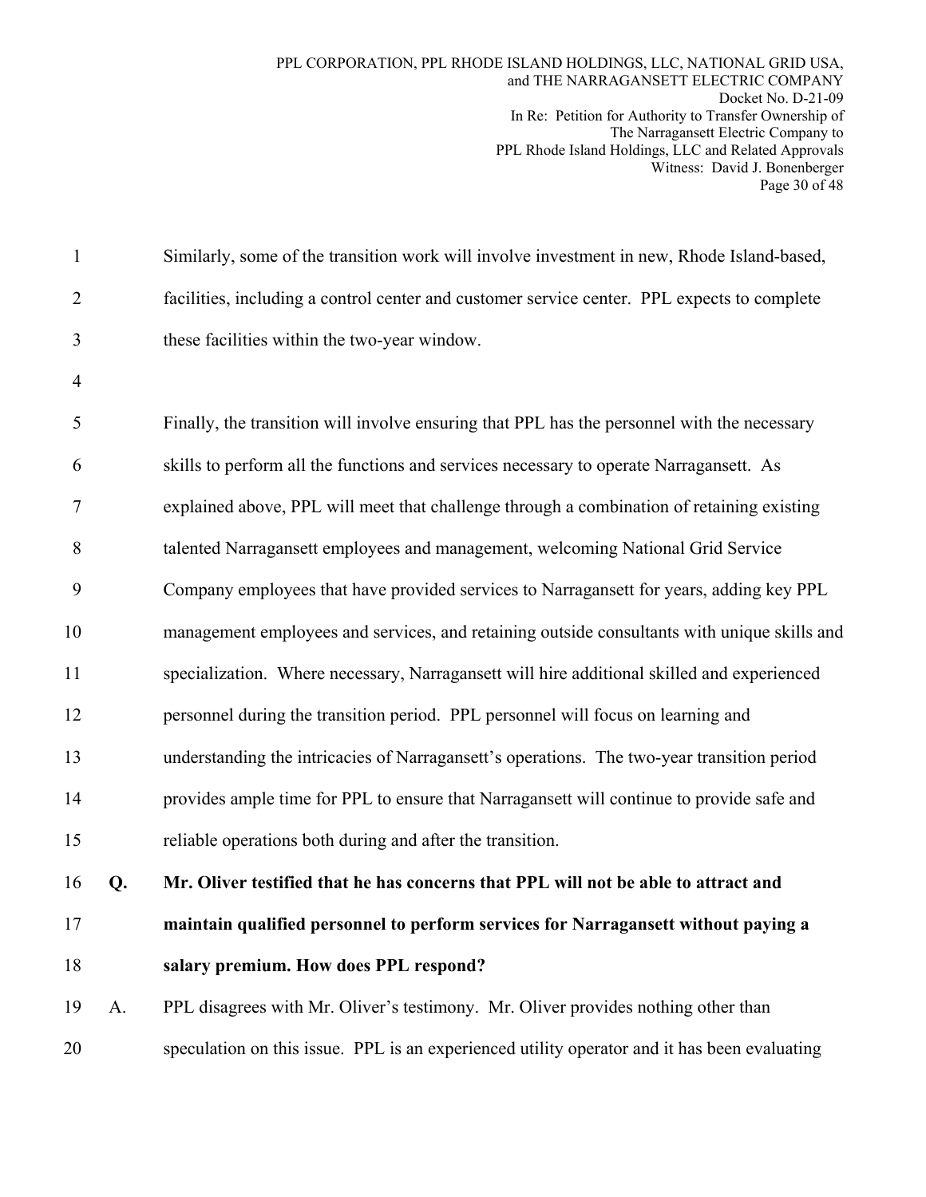Similarly, some of the transition work will involve investment in new, Rhode Island-based, facilities, including a control center and customer service center. PPL expects to complete these facilities within the two-year window.

Finally, the transition will involve ensuring that PPL has the personnel with the necessary skills to perform all the functions and services necessary to operate Narragansett. As explained above, PPL will meet that challenge through a combination of retaining existing talented Narragansett employees and management, welcoming National Grid Service Company employees that have provided services to Narragansett for years, adding key PPL management employees and services, and retaining outside consultants with unique skills and specialization. Where necessary, Narragansett will hire additional skilled and experienced personnel during the transition period. PPL personnel will focus on learning and understanding the intricacies of Narragansett's operations. The two-year transition period provides ample time for PPL to ensure that Narragansett will continue to provide safe and reliable operations both during and after the transition.

**Q. Mr. Oliver testified that he has concerns that PPL will not be able to attract and maintain qualified personnel to perform services for Narragansett without paying a salary premium. How does PPL respond?**

A. PPL disagrees with Mr. Oliver's testimony. Mr. Oliver provides nothing other than speculation on this issue. PPL is an experienced utility operator and it has been evaluating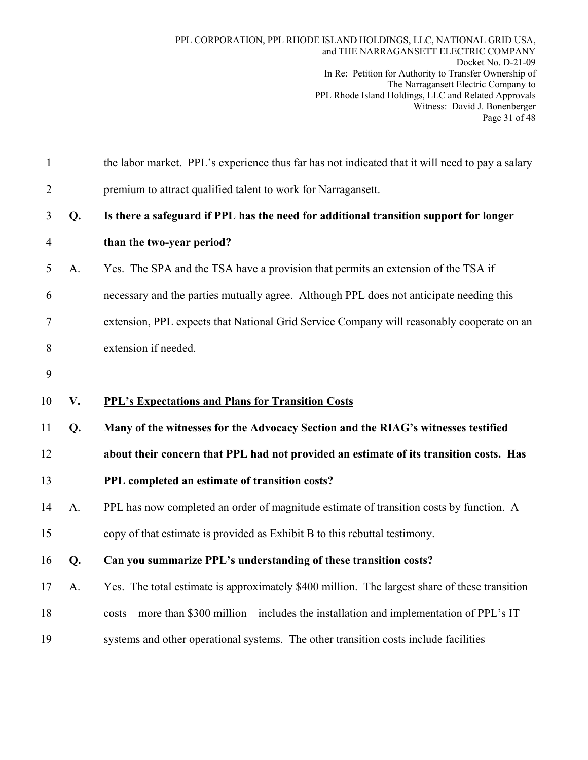the labor market. PPL's experience thus far has not indicated that it will need to pay a salary premium to attract qualified talent to work for Narragansett.

**Q. Is there a safeguard if PPL has the need for additional transition support for longer than the two-year period?**

A. Yes. The SPA and the TSA have a provision that permits an extension of the TSA if necessary and the parties mutually agree. Although PPL does not anticipate needing this extension, PPL expects that National Grid Service Company will reasonably cooperate on an extension if needed.

## V. PPL's Expectations and Plans for Transition Costs

**Q. Many of the witnesses for the Advocacy Section and the RIAG's witnesses testified about their concern that PPL had not provided an estimate of its transition costs. Has PPL completed an estimate of transition costs?**

A. PPL has now completed an order of magnitude estimate of transition costs by function. A copy of that estimate is provided as Exhibit B to this rebuttal testimony.

**Q. Can you summarize PPL's understanding of these transition costs?**

A. Yes. The total estimate is approximately $400 million. The largest share of these transition costs – more than $300 million – includes the installation and implementation of PPL's IT systems and other operational systems. The other transition costs include facilities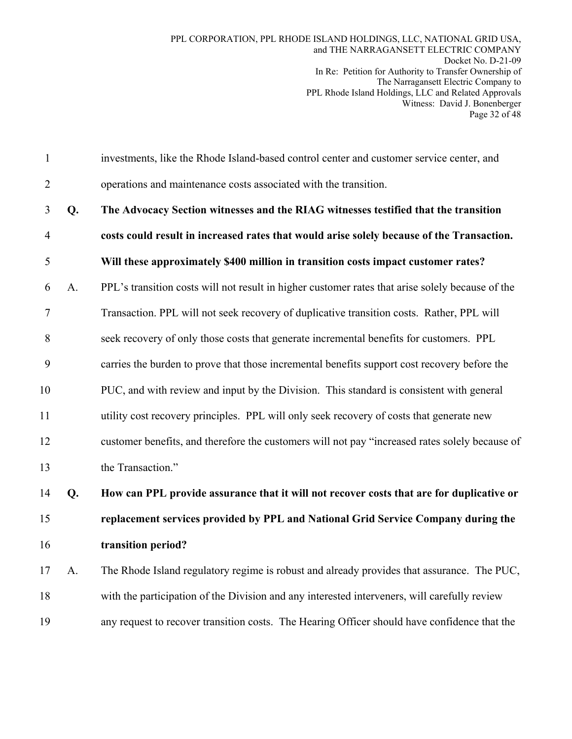investments, like the Rhode Island-based control center and customer service center, and operations and maintenance costs associated with the transition.

**Q. The Advocacy Section witnesses and the RIAG witnesses testified that the transition costs could result in increased rates that would arise solely because of the Transaction. Will these approximately $400 million in transition costs impact customer rates?**

A. PPL's transition costs will not result in higher customer rates that arise solely because of the Transaction. PPL will not seek recovery of duplicative transition costs. Rather, PPL will seek recovery of only those costs that generate incremental benefits for customers. PPL carries the burden to prove that those incremental benefits support cost recovery before the PUC, and with review and input by the Division. This standard is consistent with general utility cost recovery principles. PPL will only seek recovery of costs that generate new customer benefits, and therefore the customers will not pay "increased rates solely because of the Transaction."

**Q. How can PPL provide assurance that it will not recover costs that are for duplicative or replacement services provided by PPL and National Grid Service Company during the transition period?**

A. The Rhode Island regulatory regime is robust and already provides that assurance. The PUC, with the participation of the Division and any interested interveners, will carefully review any request to recover transition costs. The Hearing Officer should have confidence that the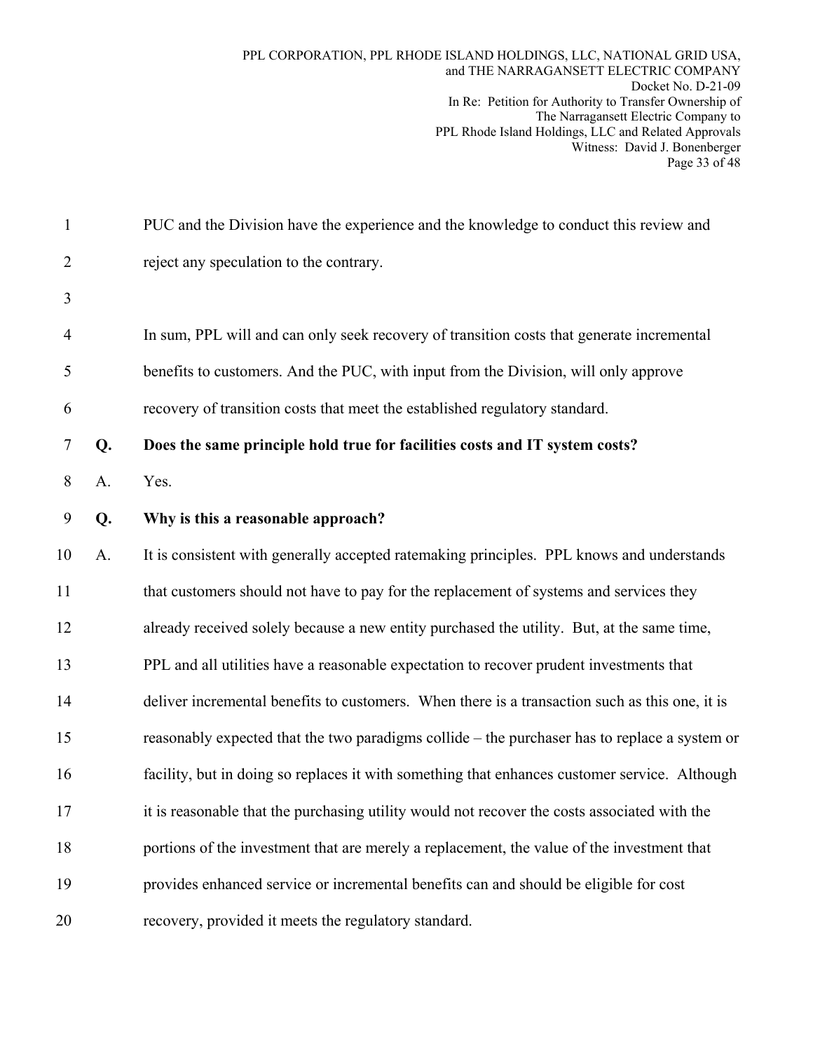PUC and the Division have the experience and the knowledge to conduct this review and reject any speculation to the contrary.

In sum, PPL will and can only seek recovery of transition costs that generate incremental benefits to customers. And the PUC, with input from the Division, will only approve recovery of transition costs that meet the established regulatory standard.

**Q. Does the same principle hold true for facilities costs and IT system costs?**

A. Yes.

**Q. Why is this a reasonable approach?**

A. It is consistent with generally accepted ratemaking principles. PPL knows and understands that customers should not have to pay for the replacement of systems and services they already received solely because a new entity purchased the utility. But, at the same time, PPL and all utilities have a reasonable expectation to recover prudent investments that deliver incremental benefits to customers. When there is a transaction such as this one, it is reasonably expected that the two paradigms collide – the purchaser has to replace a system or facility, but in doing so replaces it with something that enhances customer service. Although it is reasonable that the purchasing utility would not recover the costs associated with the portions of the investment that are merely a replacement, the value of the investment that provides enhanced service or incremental benefits can and should be eligible for cost recovery, provided it meets the regulatory standard.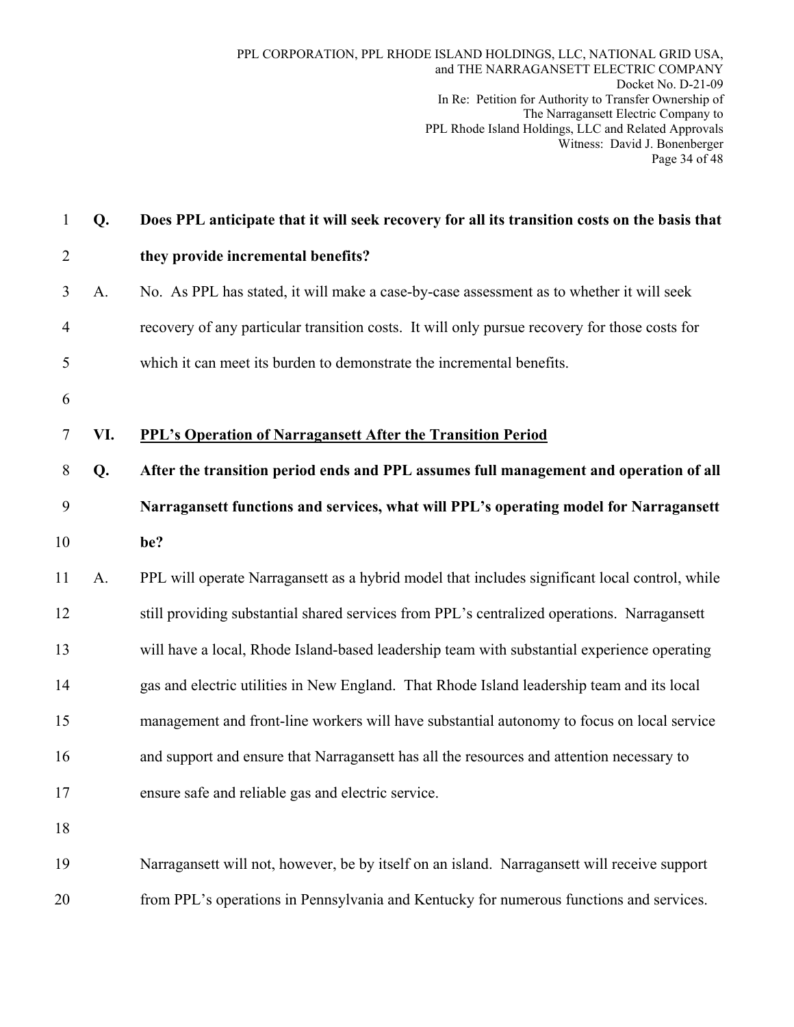**Q. Does PPL anticipate that it will seek recovery for all its transition costs on the basis that they provide incremental benefits?**

A. No. As PPL has stated, it will make a case-by-case assessment as to whether it will seek recovery of any particular transition costs. It will only pursue recovery for those costs for which it can meet its burden to demonstrate the incremental benefits.

## VI. PPL's Operation of Narragansett After the Transition Period

**Q. After the transition period ends and PPL assumes full management and operation of all Narragansett functions and services, what will PPL's operating model for Narragansett be?**

A. PPL will operate Narragansett as a hybrid model that includes significant local control, while still providing substantial shared services from PPL's centralized operations. Narragansett will have a local, Rhode Island-based leadership team with substantial experience operating gas and electric utilities in New England. That Rhode Island leadership team and its local management and front-line workers will have substantial autonomy to focus on local service and support and ensure that Narragansett has all the resources and attention necessary to ensure safe and reliable gas and electric service.

Narragansett will not, however, be by itself on an island. Narragansett will receive support from PPL's operations in Pennsylvania and Kentucky for numerous functions and services.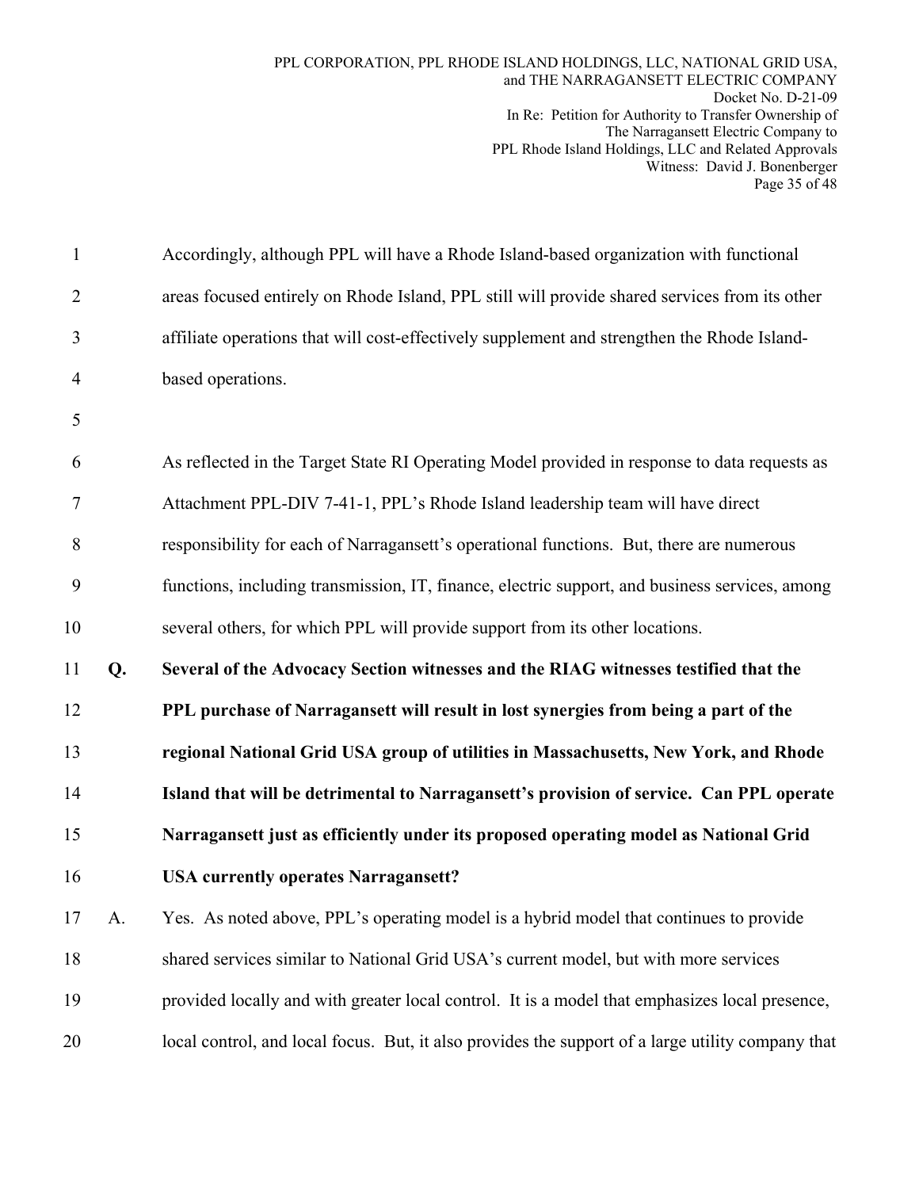Accordingly, although PPL will have a Rhode Island-based organization with functional areas focused entirely on Rhode Island, PPL still will provide shared services from its other affiliate operations that will cost-effectively supplement and strengthen the Rhode Island-based operations.

As reflected in the Target State RI Operating Model provided in response to data requests as Attachment PPL-DIV 7-41-1, PPL's Rhode Island leadership team will have direct responsibility for each of Narragansett's operational functions. But, there are numerous functions, including transmission, IT, finance, electric support, and business services, among several others, for which PPL will provide support from its other locations.

**Q. Several of the Advocacy Section witnesses and the RIAG witnesses testified that the PPL purchase of Narragansett will result in lost synergies from being a part of the regional National Grid USA group of utilities in Massachusetts, New York, and Rhode Island that will be detrimental to Narragansett's provision of service. Can PPL operate Narragansett just as efficiently under its proposed operating model as National Grid USA currently operates Narragansett?**

A. Yes. As noted above, PPL's operating model is a hybrid model that continues to provide shared services similar to National Grid USA's current model, but with more services provided locally and with greater local control. It is a model that emphasizes local presence, local control, and local focus. But, it also provides the support of a large utility company that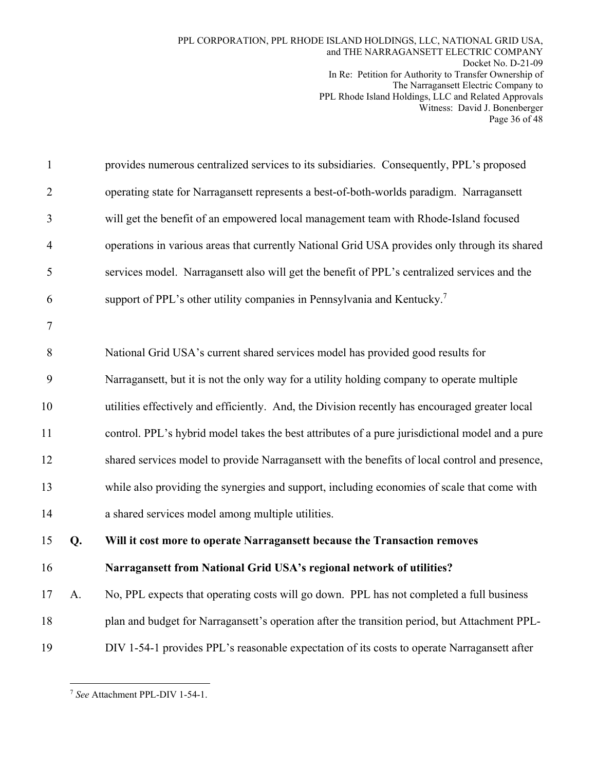provides numerous centralized services to its subsidiaries. Consequently, PPL's proposed operating state for Narragansett represents a best-of-both-worlds paradigm. Narragansett will get the benefit of an empowered local management team with Rhode-Island focused operations in various areas that currently National Grid USA provides only through its shared services model. Narragansett also will get the benefit of PPL's centralized services and the support of PPL's other utility companies in Pennsylvania and Kentucky.[7]

National Grid USA's current shared services model has provided good results for Narragansett, but it is not the only way for a utility holding company to operate multiple utilities effectively and efficiently. And, the Division recently has encouraged greater local control. PPL's hybrid model takes the best attributes of a pure jurisdictional model and a pure shared services model to provide Narragansett with the benefits of local control and presence, while also providing the synergies and support, including economies of scale that come with a shared services model among multiple utilities.

**Q. Will it cost more to operate Narragansett because the Transaction removes Narragansett from National Grid USA's regional network of utilities?**

A. No, PPL expects that operating costs will go down. PPL has not completed a full business plan and budget for Narragansett's operation after the transition period, but Attachment PPL-DIV 1-54-1 provides PPL's reasonable expectation of its costs to operate Narragansett after

---

[7] *See* Attachment PPL-DIV 1-54-1.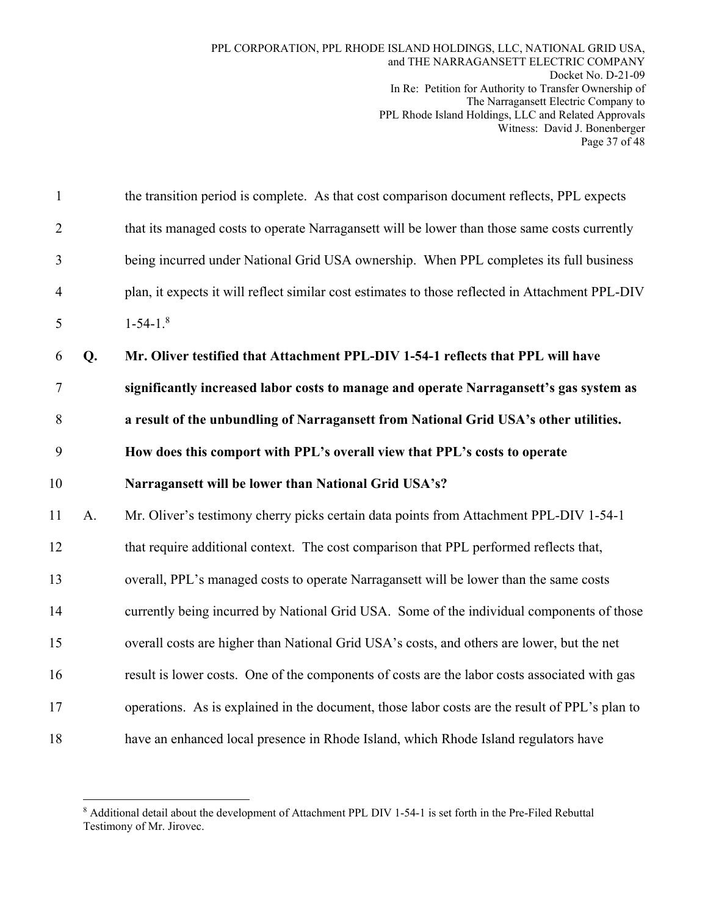the transition period is complete. As that cost comparison document reflects, PPL expects that its managed costs to operate Narragansett will be lower than those same costs currently being incurred under National Grid USA ownership. When PPL completes its full business plan, it expects it will reflect similar cost estimates to those reflected in Attachment PPL-DIV 1-54-1.[8]

**Q. Mr. Oliver testified that Attachment PPL-DIV 1-54-1 reflects that PPL will have significantly increased labor costs to manage and operate Narragansett's gas system as a result of the unbundling of Narragansett from National Grid USA's other utilities. How does this comport with PPL's overall view that PPL's costs to operate Narragansett will be lower than National Grid USA's?**

A. Mr. Oliver's testimony cherry picks certain data points from Attachment PPL-DIV 1-54-1 that require additional context. The cost comparison that PPL performed reflects that, overall, PPL's managed costs to operate Narragansett will be lower than the same costs currently being incurred by National Grid USA. Some of the individual components of those overall costs are higher than National Grid USA's costs, and others are lower, but the net result is lower costs. One of the components of costs are the labor costs associated with gas operations. As is explained in the document, those labor costs are the result of PPL's plan to have an enhanced local presence in Rhode Island, which Rhode Island regulators have

---

[8] Additional detail about the development of Attachment PPL DIV 1-54-1 is set forth in the Pre-Filed Rebuttal Testimony of Mr. Jirovec.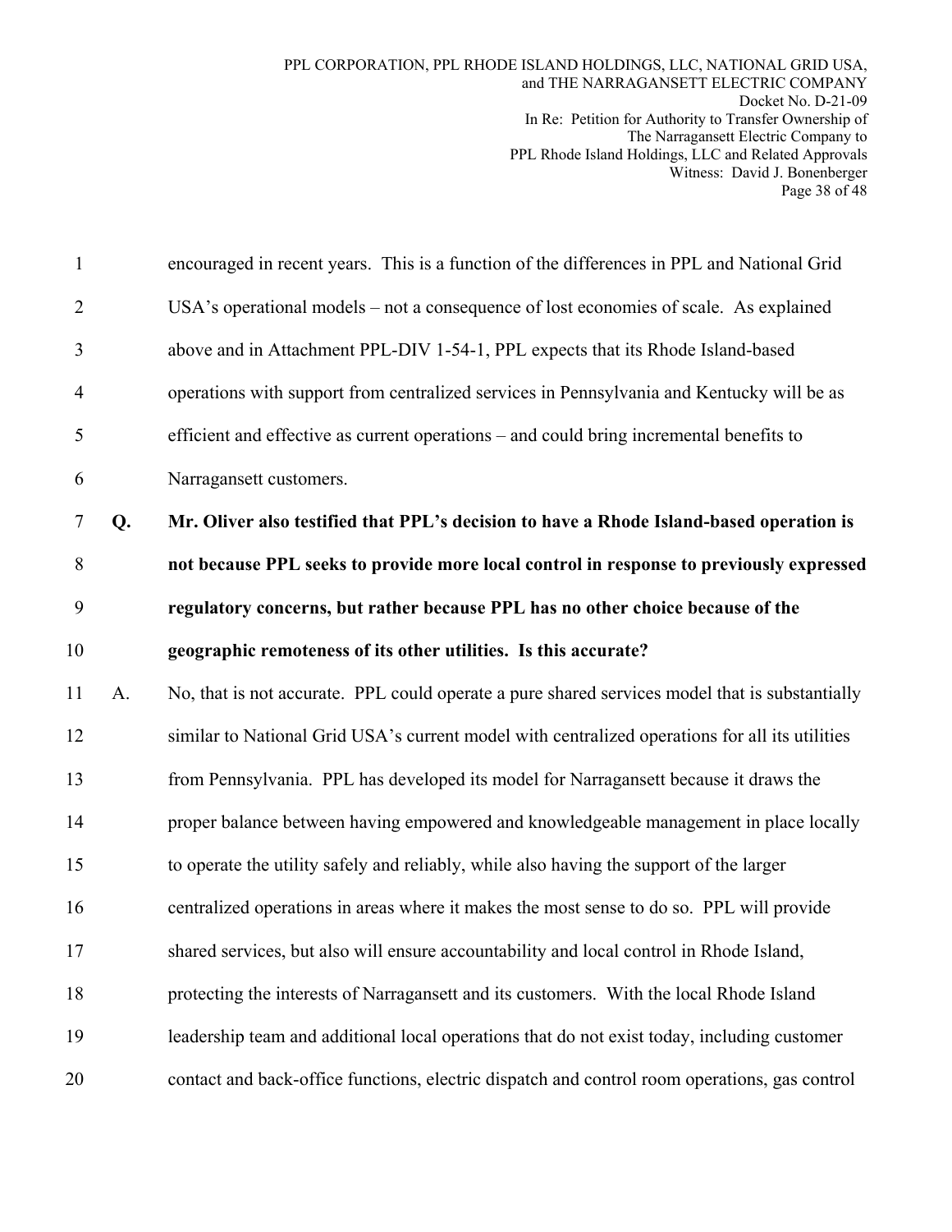encouraged in recent years. This is a function of the differences in PPL and National Grid USA's operational models – not a consequence of lost economies of scale. As explained above and in Attachment PPL-DIV 1-54-1, PPL expects that its Rhode Island-based operations with support from centralized services in Pennsylvania and Kentucky will be as efficient and effective as current operations – and could bring incremental benefits to Narragansett customers.

**Q. Mr. Oliver also testified that PPL's decision to have a Rhode Island-based operation is not because PPL seeks to provide more local control in response to previously expressed regulatory concerns, but rather because PPL has no other choice because of the geographic remoteness of its other utilities. Is this accurate?**

A. No, that is not accurate. PPL could operate a pure shared services model that is substantially similar to National Grid USA's current model with centralized operations for all its utilities from Pennsylvania. PPL has developed its model for Narragansett because it draws the proper balance between having empowered and knowledgeable management in place locally to operate the utility safely and reliably, while also having the support of the larger centralized operations in areas where it makes the most sense to do so. PPL will provide shared services, but also will ensure accountability and local control in Rhode Island, protecting the interests of Narragansett and its customers. With the local Rhode Island leadership team and additional local operations that do not exist today, including customer contact and back-office functions, electric dispatch and control room operations, gas control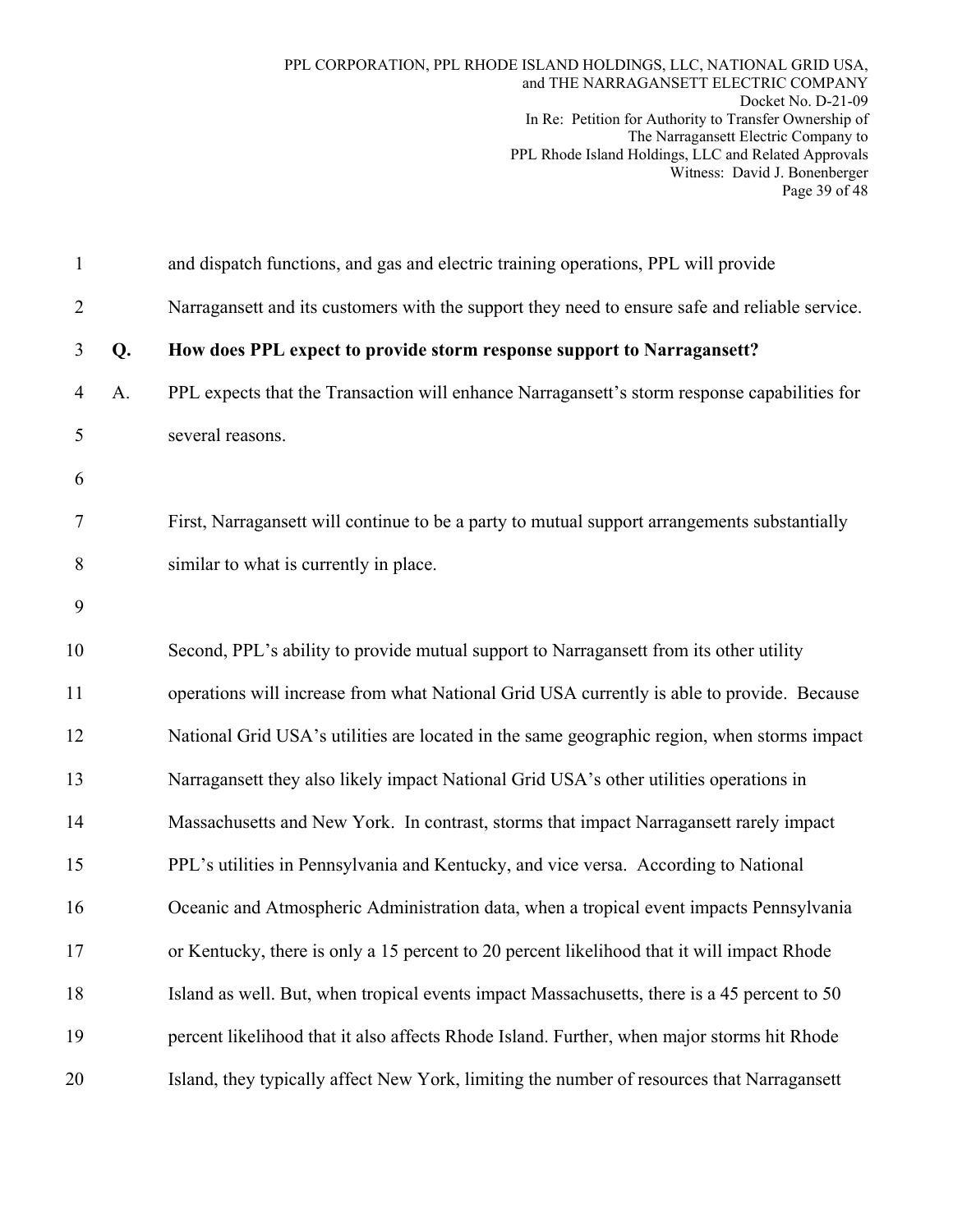and dispatch functions, and gas and electric training operations, PPL will provide Narragansett and its customers with the support they need to ensure safe and reliable service.

**Q. How does PPL expect to provide storm response support to Narragansett?**

A. PPL expects that the Transaction will enhance Narragansett's storm response capabilities for several reasons.

First, Narragansett will continue to be a party to mutual support arrangements substantially similar to what is currently in place.

Second, PPL's ability to provide mutual support to Narragansett from its other utility operations will increase from what National Grid USA currently is able to provide. Because National Grid USA's utilities are located in the same geographic region, when storms impact Narragansett they also likely impact National Grid USA's other utilities operations in Massachusetts and New York. In contrast, storms that impact Narragansett rarely impact PPL's utilities in Pennsylvania and Kentucky, and vice versa. According to National Oceanic and Atmospheric Administration data, when a tropical event impacts Pennsylvania or Kentucky, there is only a 15 percent to 20 percent likelihood that it will impact Rhode Island as well. But, when tropical events impact Massachusetts, there is a 45 percent to 50 percent likelihood that it also affects Rhode Island. Further, when major storms hit Rhode Island, they typically affect New York, limiting the number of resources that Narragansett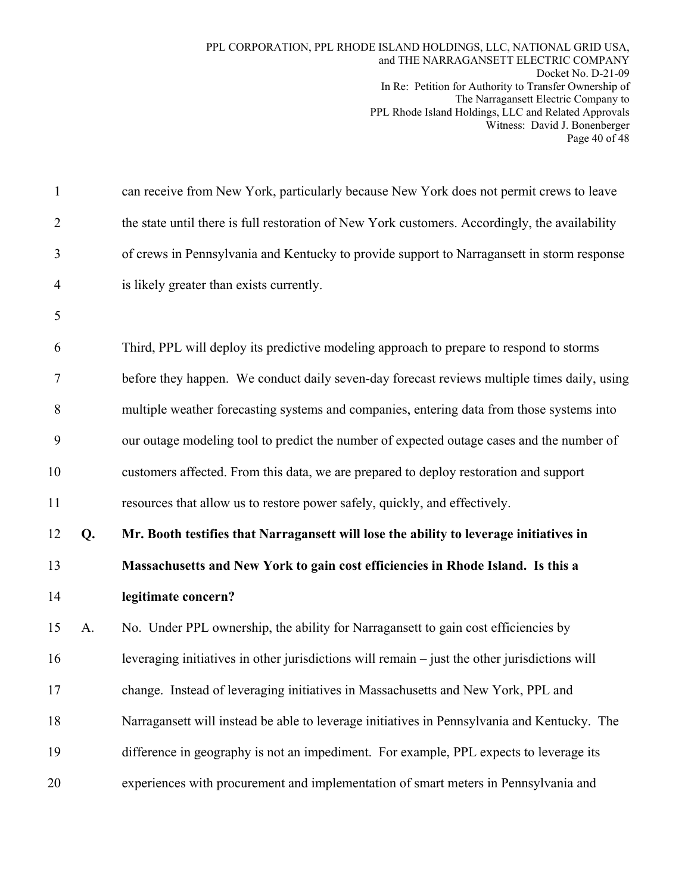can receive from New York, particularly because New York does not permit crews to leave the state until there is full restoration of New York customers. Accordingly, the availability of crews in Pennsylvania and Kentucky to provide support to Narragansett in storm response is likely greater than exists currently.

Third, PPL will deploy its predictive modeling approach to prepare to respond to storms before they happen. We conduct daily seven-day forecast reviews multiple times daily, using multiple weather forecasting systems and companies, entering data from those systems into our outage modeling tool to predict the number of expected outage cases and the number of customers affected. From this data, we are prepared to deploy restoration and support resources that allow us to restore power safely, quickly, and effectively.

**Q. Mr. Booth testifies that Narragansett will lose the ability to leverage initiatives in Massachusetts and New York to gain cost efficiencies in Rhode Island. Is this a legitimate concern?**

A. No. Under PPL ownership, the ability for Narragansett to gain cost efficiencies by leveraging initiatives in other jurisdictions will remain – just the other jurisdictions will change. Instead of leveraging initiatives in Massachusetts and New York, PPL and Narragansett will instead be able to leverage initiatives in Pennsylvania and Kentucky. The difference in geography is not an impediment. For example, PPL expects to leverage its experiences with procurement and implementation of smart meters in Pennsylvania and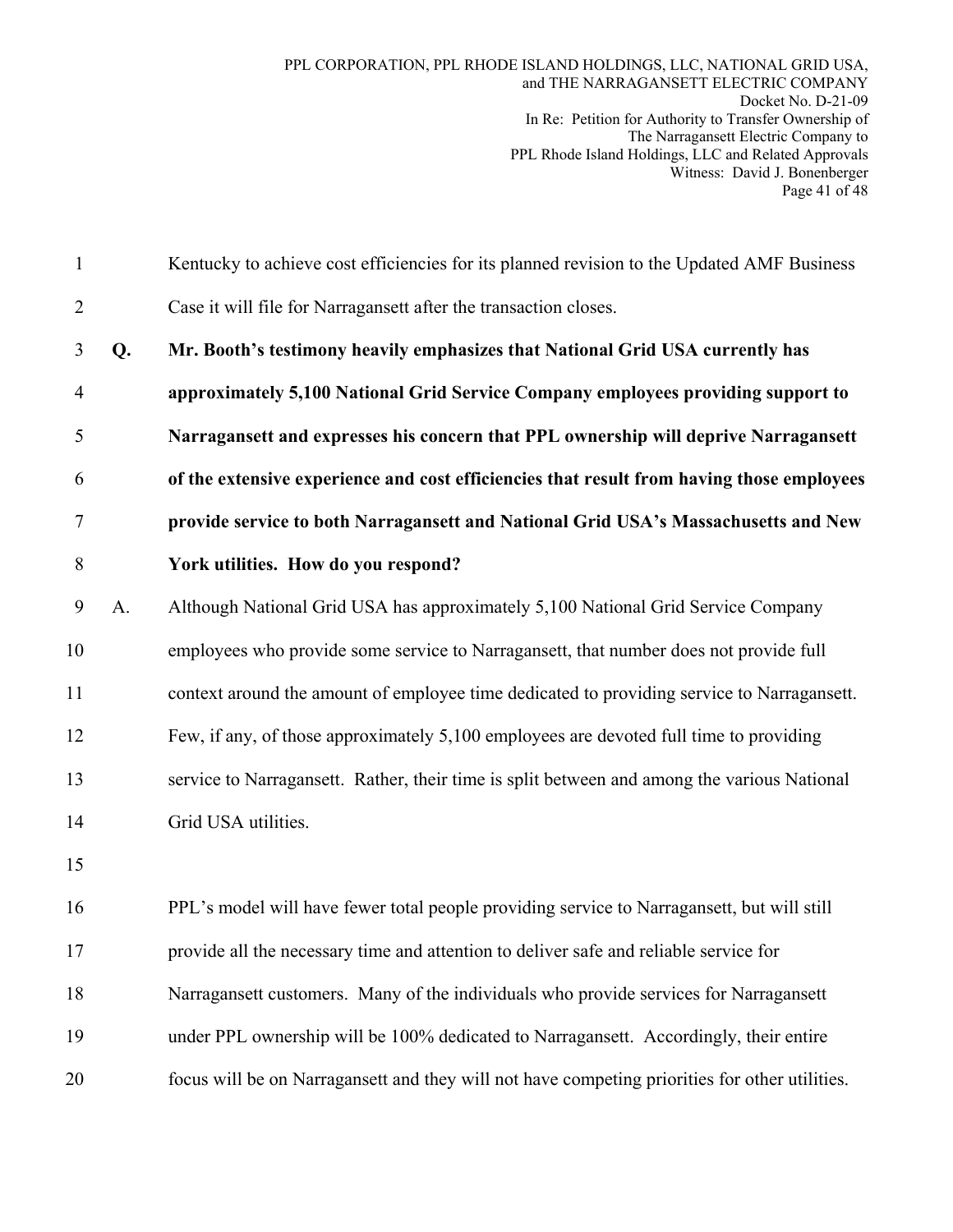Kentucky to achieve cost efficiencies for its planned revision to the Updated AMF Business Case it will file for Narragansett after the transaction closes.

**Q. Mr. Booth's testimony heavily emphasizes that National Grid USA currently has approximately 5,100 National Grid Service Company employees providing support to Narragansett and expresses his concern that PPL ownership will deprive Narragansett of the extensive experience and cost efficiencies that result from having those employees provide service to both Narragansett and National Grid USA's Massachusetts and New York utilities. How do you respond?**

A. Although National Grid USA has approximately 5,100 National Grid Service Company employees who provide some service to Narragansett, that number does not provide full context around the amount of employee time dedicated to providing service to Narragansett. Few, if any, of those approximately 5,100 employees are devoted full time to providing service to Narragansett. Rather, their time is split between and among the various National Grid USA utilities.

PPL's model will have fewer total people providing service to Narragansett, but will still provide all the necessary time and attention to deliver safe and reliable service for Narragansett customers. Many of the individuals who provide services for Narragansett under PPL ownership will be 100% dedicated to Narragansett. Accordingly, their entire focus will be on Narragansett and they will not have competing priorities for other utilities.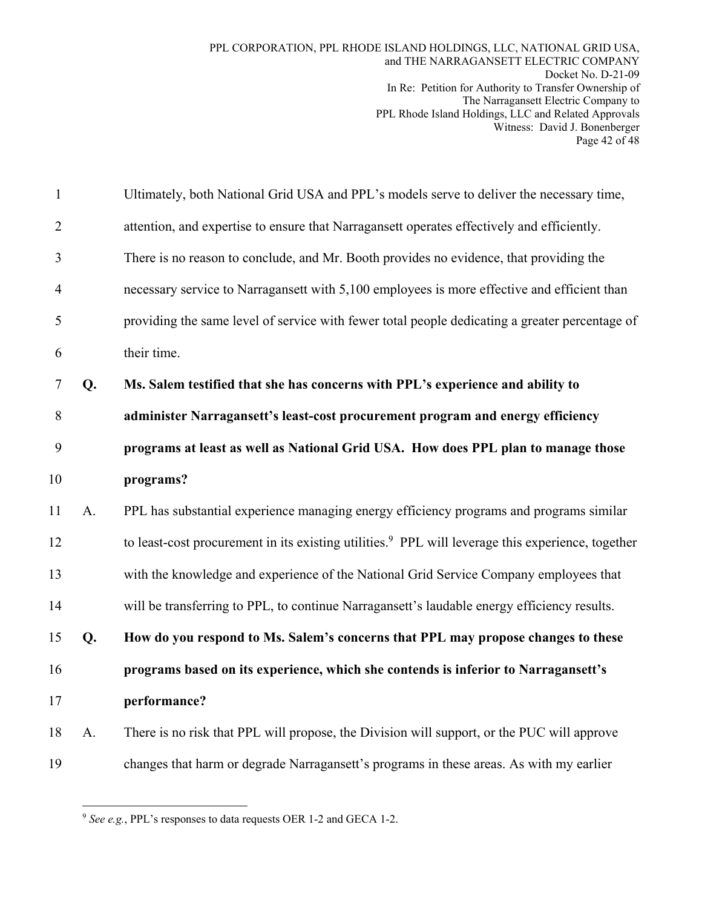Ultimately, both National Grid USA and PPL's models serve to deliver the necessary time, attention, and expertise to ensure that Narragansett operates effectively and efficiently. There is no reason to conclude, and Mr. Booth provides no evidence, that providing the necessary service to Narragansett with 5,100 employees is more effective and efficient than providing the same level of service with fewer total people dedicating a greater percentage of their time.

**Q. Ms. Salem testified that she has concerns with PPL's experience and ability to administer Narragansett's least-cost procurement program and energy efficiency programs at least as well as National Grid USA. How does PPL plan to manage those programs?**

A. PPL has substantial experience managing energy efficiency programs and programs similar to least-cost procurement in its existing utilities.[9] PPL will leverage this experience, together with the knowledge and experience of the National Grid Service Company employees that will be transferring to PPL, to continue Narragansett's laudable energy efficiency results.

**Q. How do you respond to Ms. Salem's concerns that PPL may propose changes to these programs based on its experience, which she contends is inferior to Narragansett's performance?**

A. There is no risk that PPL will propose, the Division will support, or the PUC will approve changes that harm or degrade Narragansett's programs in these areas. As with my earlier

[9] *See e.g.*, PPL's responses to data requests OER 1-2 and GECA 1-2.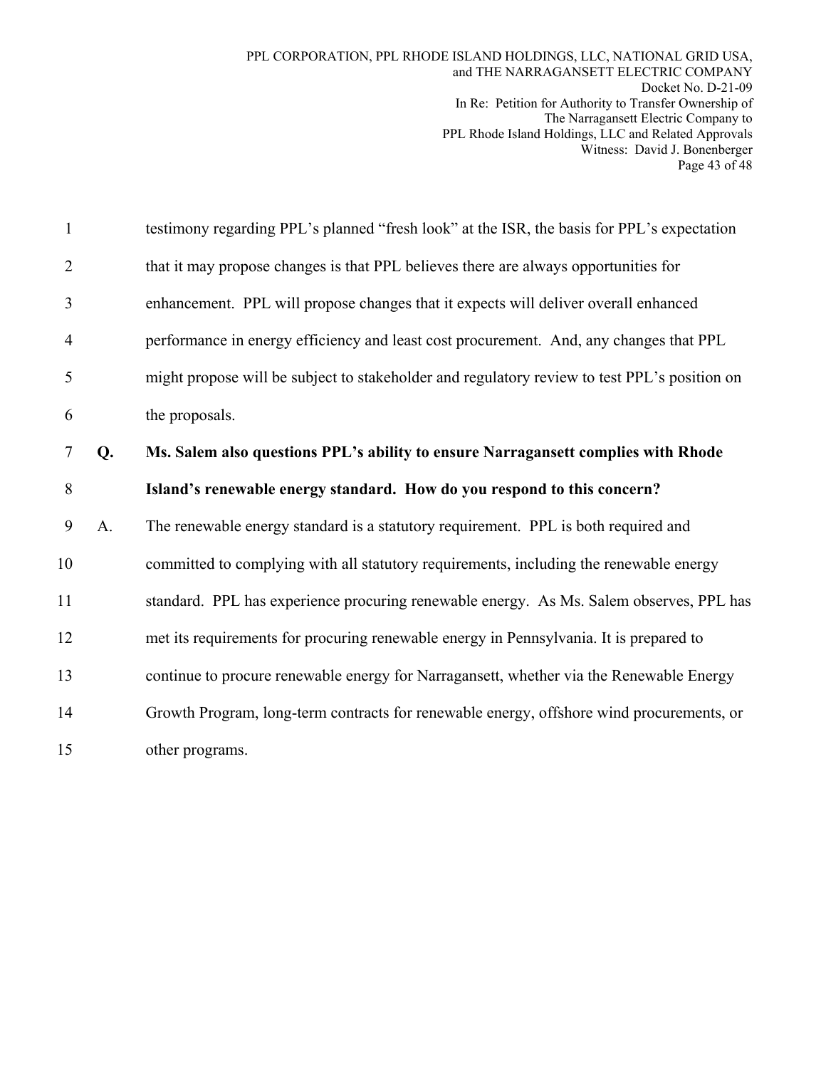testimony regarding PPL's planned "fresh look" at the ISR, the basis for PPL's expectation that it may propose changes is that PPL believes there are always opportunities for enhancement. PPL will propose changes that it expects will deliver overall enhanced performance in energy efficiency and least cost procurement. And, any changes that PPL might propose will be subject to stakeholder and regulatory review to test PPL's position on the proposals.

**Q. Ms. Salem also questions PPL's ability to ensure Narragansett complies with Rhode Island's renewable energy standard. How do you respond to this concern?**

A. The renewable energy standard is a statutory requirement. PPL is both required and committed to complying with all statutory requirements, including the renewable energy standard. PPL has experience procuring renewable energy. As Ms. Salem observes, PPL has met its requirements for procuring renewable energy in Pennsylvania. It is prepared to continue to procure renewable energy for Narragansett, whether via the Renewable Energy Growth Program, long-term contracts for renewable energy, offshore wind procurements, or other programs.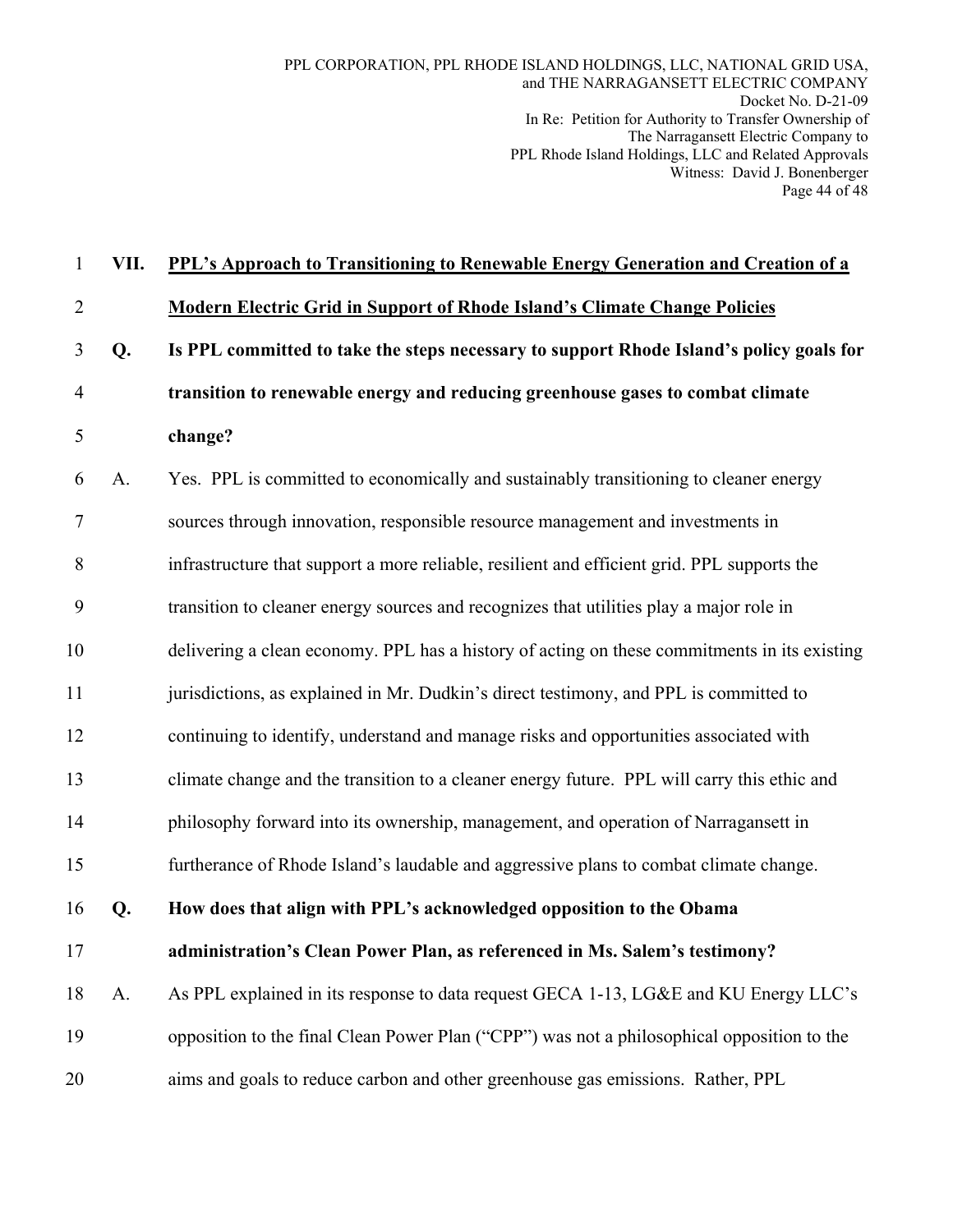## VII. PPL's Approach to Transitioning to Renewable Energy Generation and Creation of a Modern Electric Grid in Support of Rhode Island's Climate Change Policies

**Q. Is PPL committed to take the steps necessary to support Rhode Island's policy goals for transition to renewable energy and reducing greenhouse gases to combat climate change?**

A. Yes. PPL is committed to economically and sustainably transitioning to cleaner energy sources through innovation, responsible resource management and investments in infrastructure that support a more reliable, resilient and efficient grid. PPL supports the transition to cleaner energy sources and recognizes that utilities play a major role in delivering a clean economy. PPL has a history of acting on these commitments in its existing jurisdictions, as explained in Mr. Dudkin's direct testimony, and PPL is committed to continuing to identify, understand and manage risks and opportunities associated with climate change and the transition to a cleaner energy future. PPL will carry this ethic and philosophy forward into its ownership, management, and operation of Narragansett in furtherance of Rhode Island's laudable and aggressive plans to combat climate change.

**Q. How does that align with PPL's acknowledged opposition to the Obama administration's Clean Power Plan, as referenced in Ms. Salem's testimony?**

A. As PPL explained in its response to data request GECA 1-13, LG&E and KU Energy LLC's opposition to the final Clean Power Plan ("CPP") was not a philosophical opposition to the aims and goals to reduce carbon and other greenhouse gas emissions. Rather, PPL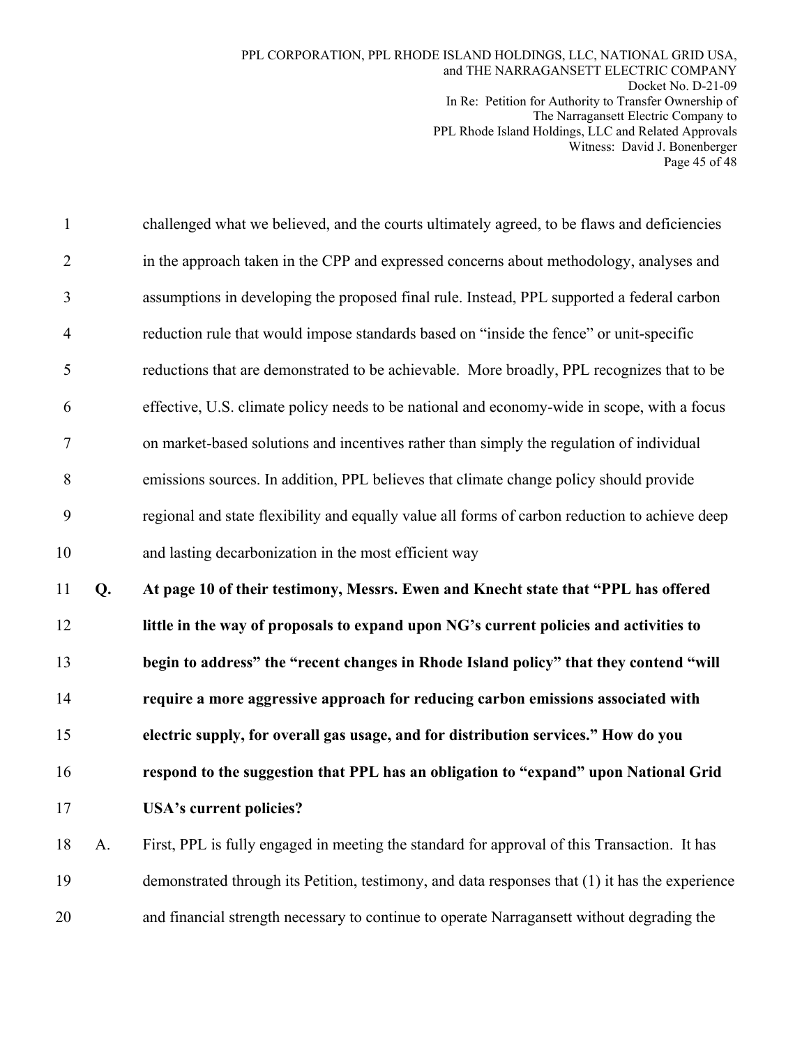challenged what we believed, and the courts ultimately agreed, to be flaws and deficiencies in the approach taken in the CPP and expressed concerns about methodology, analyses and assumptions in developing the proposed final rule. Instead, PPL supported a federal carbon reduction rule that would impose standards based on "inside the fence" or unit-specific reductions that are demonstrated to be achievable. More broadly, PPL recognizes that to be effective, U.S. climate policy needs to be national and economy-wide in scope, with a focus on market-based solutions and incentives rather than simply the regulation of individual emissions sources. In addition, PPL believes that climate change policy should provide regional and state flexibility and equally value all forms of carbon reduction to achieve deep and lasting decarbonization in the most efficient way

**Q. At page 10 of their testimony, Messrs. Ewen and Knecht state that "PPL has offered little in the way of proposals to expand upon NG's current policies and activities to begin to address" the "recent changes in Rhode Island policy" that they contend "will require a more aggressive approach for reducing carbon emissions associated with electric supply, for overall gas usage, and for distribution services." How do you respond to the suggestion that PPL has an obligation to "expand" upon National Grid USA's current policies?**

A. First, PPL is fully engaged in meeting the standard for approval of this Transaction. It has demonstrated through its Petition, testimony, and data responses that (1) it has the experience and financial strength necessary to continue to operate Narragansett without degrading the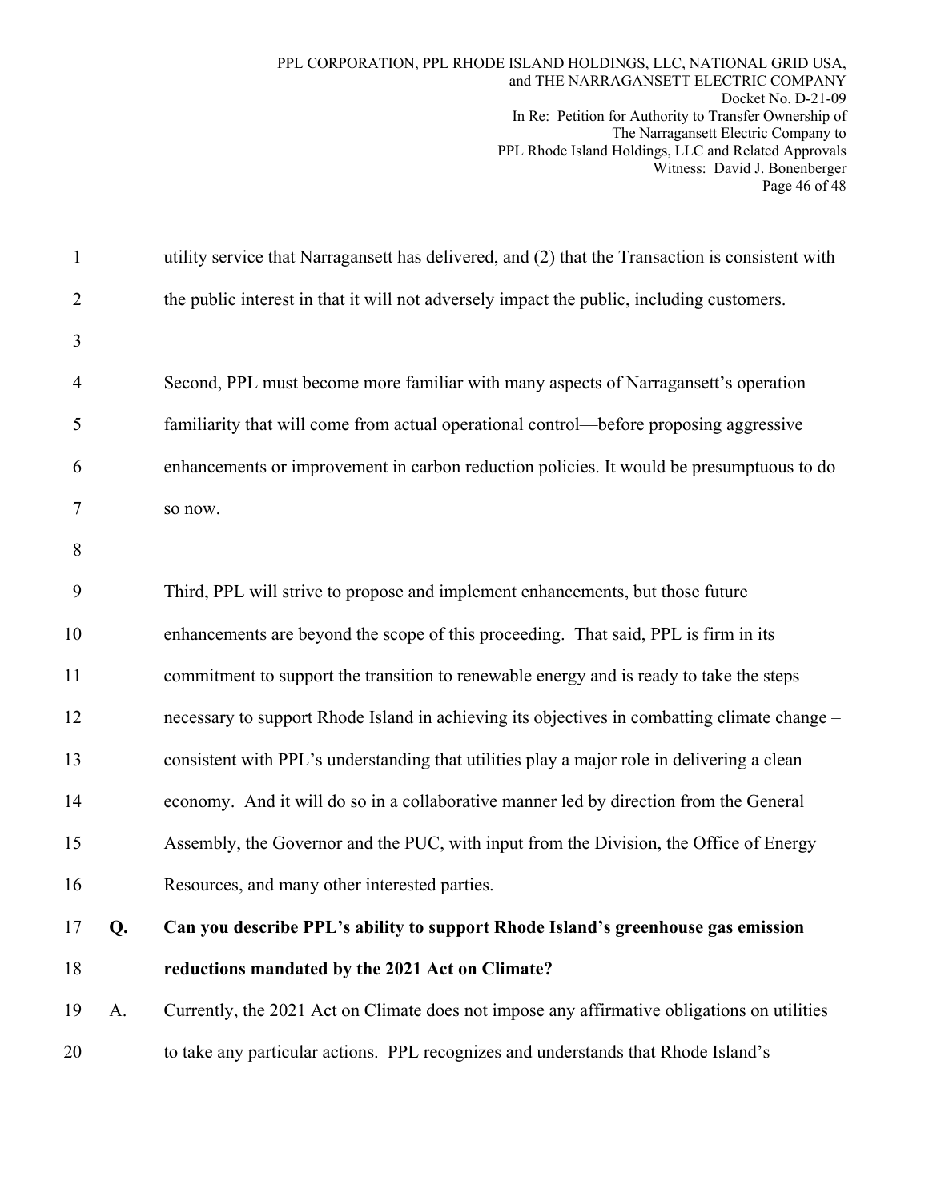utility service that Narragansett has delivered, and (2) that the Transaction is consistent with the public interest in that it will not adversely impact the public, including customers.

Second, PPL must become more familiar with many aspects of Narragansett's operation—familiarity that will come from actual operational control—before proposing aggressive enhancements or improvement in carbon reduction policies. It would be presumptuous to do so now.

Third, PPL will strive to propose and implement enhancements, but those future enhancements are beyond the scope of this proceeding. That said, PPL is firm in its commitment to support the transition to renewable energy and is ready to take the steps necessary to support Rhode Island in achieving its objectives in combatting climate change – consistent with PPL's understanding that utilities play a major role in delivering a clean economy. And it will do so in a collaborative manner led by direction from the General Assembly, the Governor and the PUC, with input from the Division, the Office of Energy Resources, and many other interested parties.

**Q. Can you describe PPL's ability to support Rhode Island's greenhouse gas emission reductions mandated by the 2021 Act on Climate?**

A. Currently, the 2021 Act on Climate does not impose any affirmative obligations on utilities to take any particular actions. PPL recognizes and understands that Rhode Island's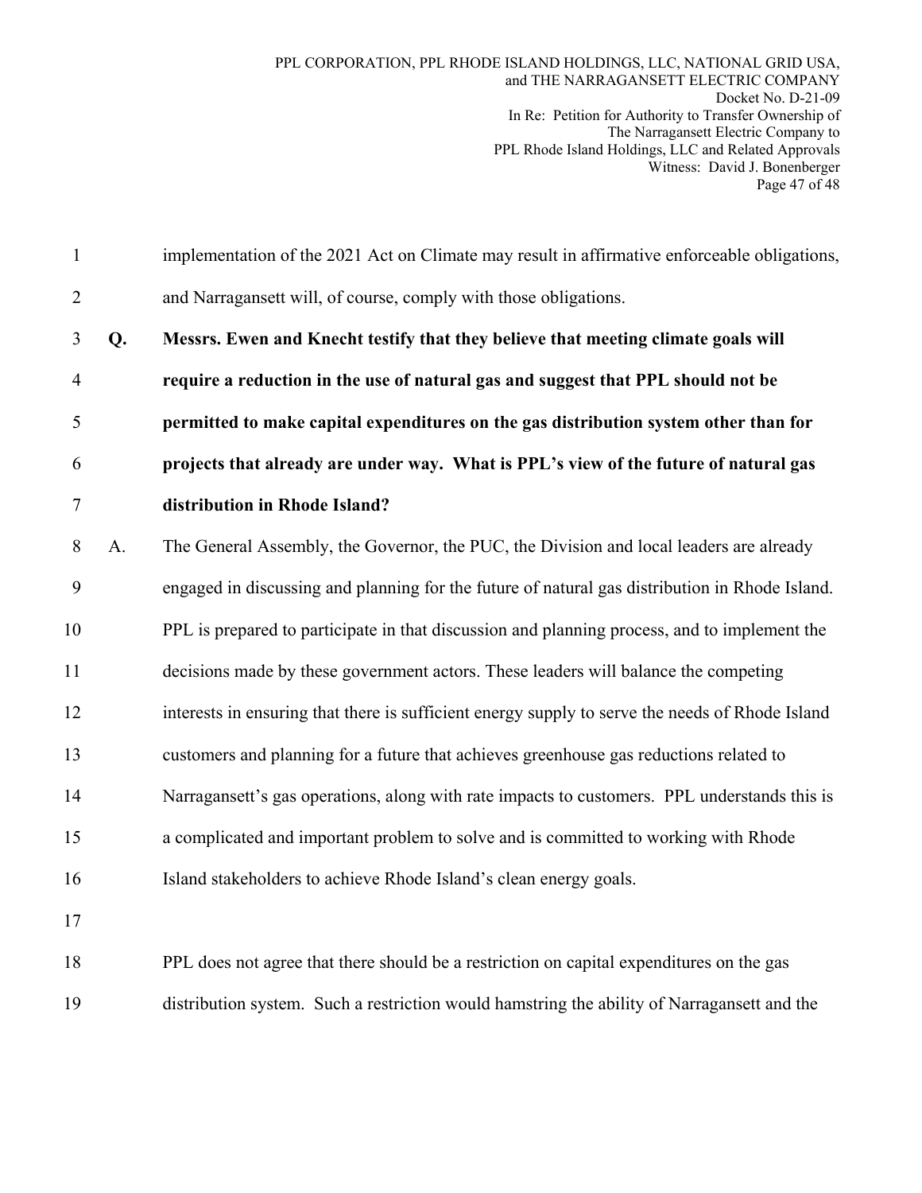implementation of the 2021 Act on Climate may result in affirmative enforceable obligations, and Narragansett will, of course, comply with those obligations.

**Q. Messrs. Ewen and Knecht testify that they believe that meeting climate goals will require a reduction in the use of natural gas and suggest that PPL should not be permitted to make capital expenditures on the gas distribution system other than for projects that already are under way. What is PPL's view of the future of natural gas distribution in Rhode Island?**

A. The General Assembly, the Governor, the PUC, the Division and local leaders are already engaged in discussing and planning for the future of natural gas distribution in Rhode Island. PPL is prepared to participate in that discussion and planning process, and to implement the decisions made by these government actors. These leaders will balance the competing interests in ensuring that there is sufficient energy supply to serve the needs of Rhode Island customers and planning for a future that achieves greenhouse gas reductions related to Narragansett's gas operations, along with rate impacts to customers. PPL understands this is a complicated and important problem to solve and is committed to working with Rhode Island stakeholders to achieve Rhode Island's clean energy goals.

PPL does not agree that there should be a restriction on capital expenditures on the gas distribution system. Such a restriction would hamstring the ability of Narragansett and the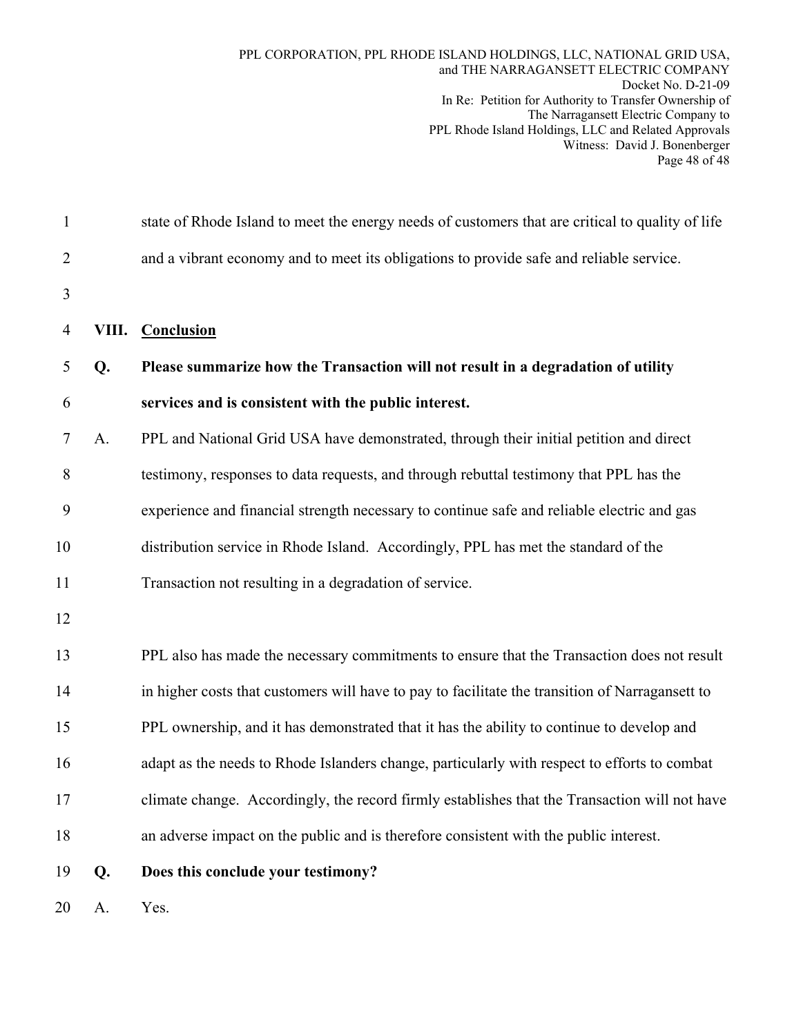state of Rhode Island to meet the energy needs of customers that are critical to quality of life and a vibrant economy and to meet its obligations to provide safe and reliable service.

## VIII. Conclusion

**Q. Please summarize how the Transaction will not result in a degradation of utility services and is consistent with the public interest.**

A. PPL and National Grid USA have demonstrated, through their initial petition and direct testimony, responses to data requests, and through rebuttal testimony that PPL has the experience and financial strength necessary to continue safe and reliable electric and gas distribution service in Rhode Island. Accordingly, PPL has met the standard of the Transaction not resulting in a degradation of service.

PPL also has made the necessary commitments to ensure that the Transaction does not result in higher costs that customers will have to pay to facilitate the transition of Narragansett to PPL ownership, and it has demonstrated that it has the ability to continue to develop and adapt as the needs to Rhode Islanders change, particularly with respect to efforts to combat climate change. Accordingly, the record firmly establishes that the Transaction will not have an adverse impact on the public and is therefore consistent with the public interest.

**Q. Does this conclude your testimony?**

A. Yes.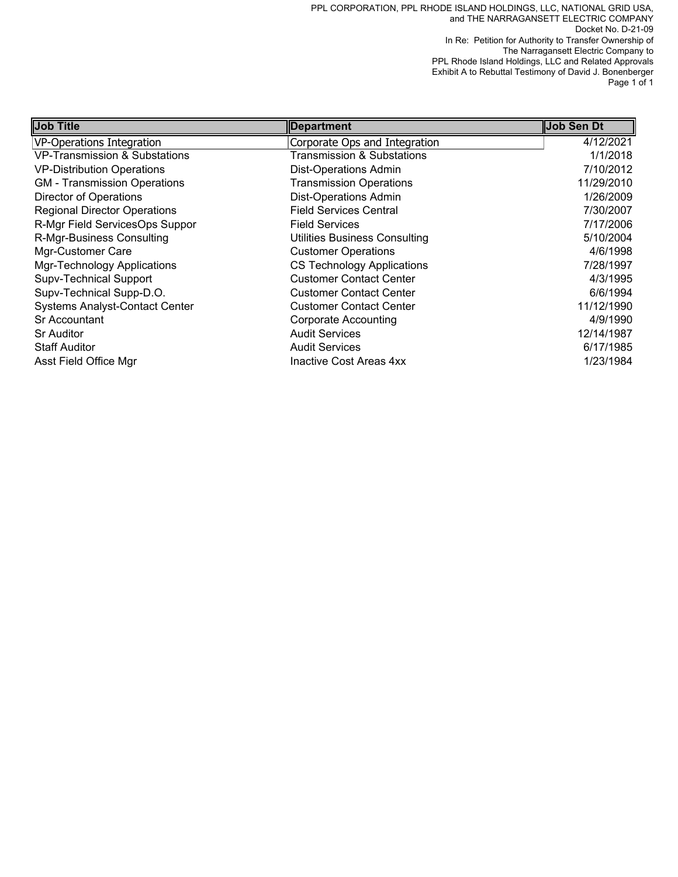PPL CORPORATION, PPL RHODE ISLAND HOLDINGS, LLC, NATIONAL GRID USA, and THE NARRAGANSETT ELECTRIC COMPANY
Docket No. D-21-09
In Re: Petition for Authority to Transfer Ownership of The Narragansett Electric Company to PPL Rhode Island Holdings, LLC and Related Approvals
Exhibit A to Rebuttal Testimony of David J. Bonenberger

| Job Title | Department | Job Sen Dt |
| --- | --- | --- |
| VP-Operations Integration | Corporate Ops and Integration | 4/12/2021 |
| VP-Transmission & Substations | Transmission & Substations | 1/1/2018 |
| VP-Distribution Operations | Dist-Operations Admin | 7/10/2012 |
| GM - Transmission Operations | Transmission Operations | 11/29/2010 |
| Director of Operations | Dist-Operations Admin | 1/26/2009 |
| Regional Director Operations | Field Services Central | 7/30/2007 |
| R-Mgr Field ServicesOps Suppor | Field Services | 7/17/2006 |
| R-Mgr-Business Consulting | Utilities Business Consulting | 5/10/2004 |
| Mgr-Customer Care | Customer Operations | 4/6/1998 |
| Mgr-Technology Applications | CS Technology Applications | 7/28/1997 |
| Supv-Technical Support | Customer Contact Center | 4/3/1995 |
| Supv-Technical Supp-D.O. | Customer Contact Center | 6/6/1994 |
| Systems Analyst-Contact Center | Customer Contact Center | 11/12/1990 |
| Sr Accountant | Corporate Accounting | 4/9/1990 |
| Sr Auditor | Audit Services | 12/14/1987 |
| Staff Auditor | Audit Services | 6/17/1985 |
| Asst Field Office Mgr | Inactive Cost Areas 4xx | 1/23/1984 |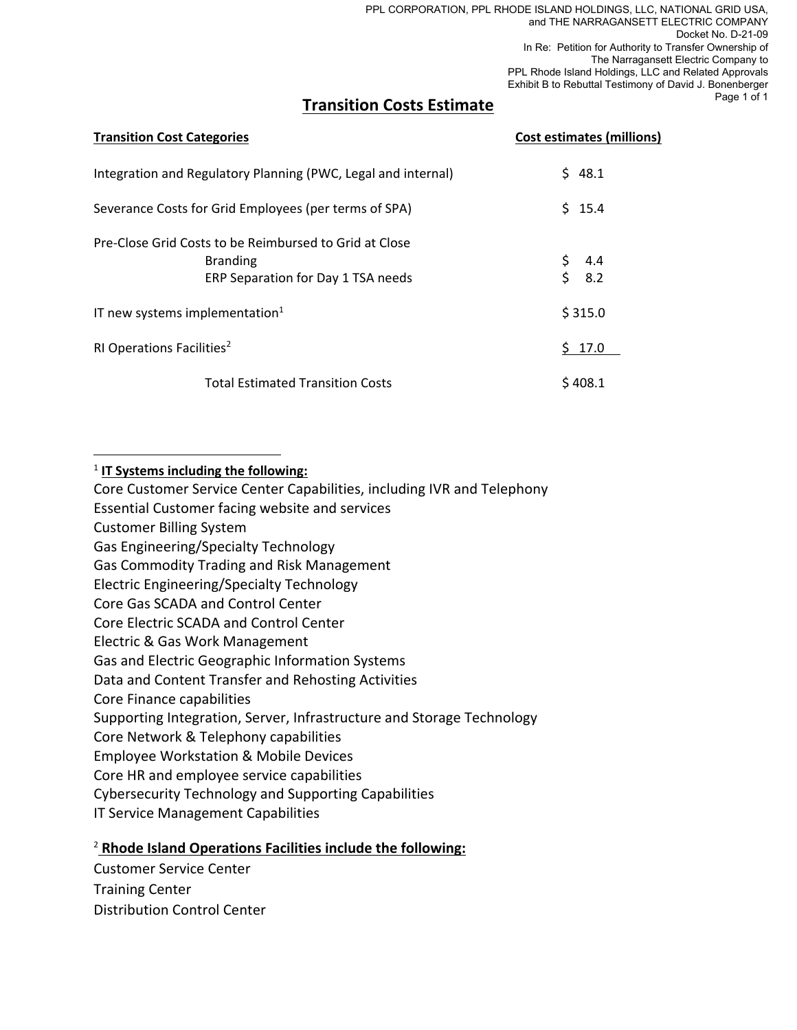PPL CORPORATION, PPL RHODE ISLAND HOLDINGS, LLC, NATIONAL GRID USA, and THE NARRAGANSETT ELECTRIC COMPANY
Docket No. D-21-09
In Re: Petition for Authority to Transfer Ownership of The Narragansett Electric Company to PPL Rhode Island Holdings, LLC and Related Approvals
Exhibit B to Rebuttal Testimony of David J. Bonenberger

# Transition Costs Estimate

| Transition Cost Categories | Cost estimates (millions) |
|---|---|
| Integration and Regulatory Planning (PWC, Legal and internal) | $ 48.1 |
| Severance Costs for Grid Employees (per terms of SPA) | $ 15.4 |
| Pre-Close Grid Costs to be Reimbursed to Grid at Close | |
| Branding | $ 4.4 |
| ERP Separation for Day 1 TSA needs | $ 8.2 |
| IT new systems implementation[1] | $ 315.0 |
| RI Operations Facilities[2] | $ 17.0 |
| Total Estimated Transition Costs | $ 408.1 |

---

[1] **IT Systems including the following:**

Core Customer Service Center Capabilities, including IVR and Telephony
Essential Customer facing website and services
Customer Billing System
Gas Engineering/Specialty Technology
Gas Commodity Trading and Risk Management
Electric Engineering/Specialty Technology
Core Gas SCADA and Control Center
Core Electric SCADA and Control Center
Electric & Gas Work Management
Gas and Electric Geographic Information Systems
Data and Content Transfer and Rehosting Activities
Core Finance capabilities
Supporting Integration, Server, Infrastructure and Storage Technology
Core Network & Telephony capabilities
Employee Workstation & Mobile Devices
Core HR and employee service capabilities
Cybersecurity Technology and Supporting Capabilities
IT Service Management Capabilities

[2] **Rhode Island Operations Facilities include the following:**

Customer Service Center
Training Center
Distribution Control Center